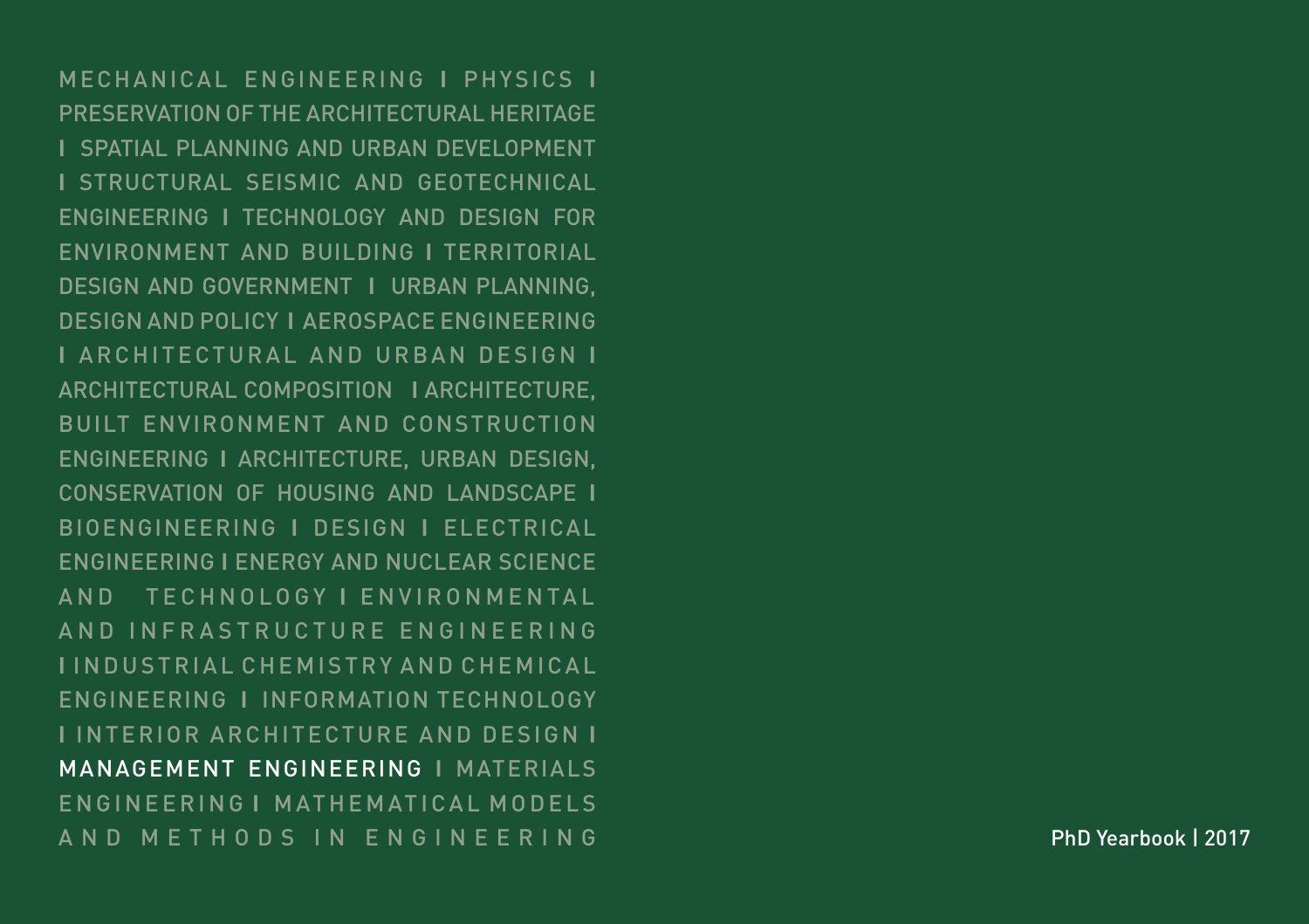MECHANICAL ENGINEERING I PHYSICS I PRESERVATION OF THE ARCHITECTURAL HERITAGE I SPATIAL PLANNING AND URBAN DEVELOPMENT I STRUCTURAL SEISMIC AND GEOTECHNICAL ENGINEERING I TECHNOLOGY AND DESIGN FOR ENVIRONMENT AND BUILDING I TERRITORIAL DESIGN AND GOVERNMENT I URBAN PLANNING, DESIGN AND POLICY I AEROSPACE ENGINEERING I ARCHITECTURAL AND URBAN DESIGN I ARCHITECTURAL COMPOSITION I ARCHITECTURE, BUILT ENVIRONMENT AND CONSTRUCTION ENGINEERING I ARCHITECTURE, URBAN DESIGN, CONSERVATION OF HOUSING AND LANDSCAPE I BIOENGINEERING I DESIGN I ELECTRICAL ENGINEERING I ENERGY AND NUCLEAR SCIENCE AND TECHNOLOGY I ENVIRONMENTAL AND INFRASTRUCTURE ENGINEERING I INDUSTRIAL CHEMISTRY AND CHEMICAL ENGINEERING I INFORMATION TECHNOLOGY I INTERIOR ARCHITECTURE AND DESIGN I **MANAGEMENT ENGINEERING** I MATERIALS ENGINEERING I MATHEMATICAL MODELS AND METHODS IN ENGINEERING

PhD Yearbook | 2017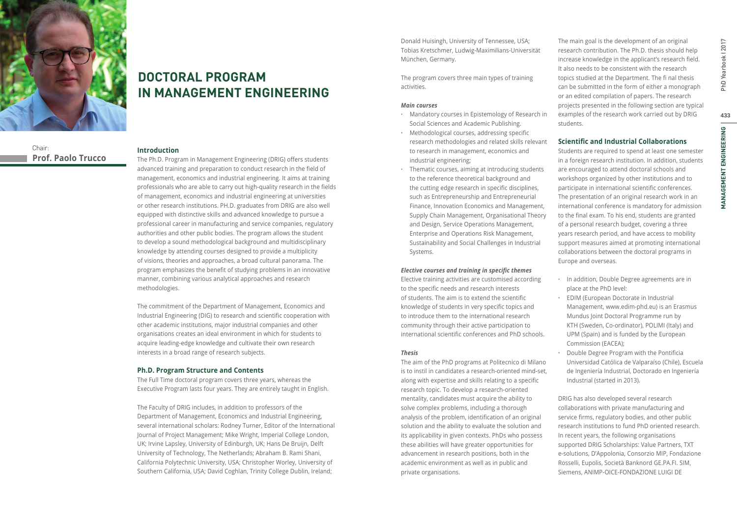# DOCTORAL PROGRAM IN MANAGEMENT ENGINEERING

Chair:
**Prof. Paolo Trucco**

### Introduction

The Ph.D. Program in Management Engineering (DRIG) offers students advanced training and preparation to conduct research in the field of management, economics and industrial engineering. It aims at training professionals who are able to carry out high-quality research in the fields of management, economics and industrial engineering at universities or other research institutions. PH.D. graduates from DRIG are also well equipped with distinctive skills and advanced knowledge to pursue a professional career in manufacturing and service companies, regulatory authorities and other public bodies. The program allows the student to develop a sound methodological background and multidisciplinary knowledge by attending courses designed to provide a multiplicity of visions, theories and approaches, a broad cultural panorama. The program emphasizes the benefit of studying problems in an innovative manner, combining various analytical approaches and research methodologies.

The commitment of the Department of Management, Economics and Industrial Engineering (DIG) to research and scientific cooperation with other academic institutions, major industrial companies and other organisations creates an ideal environment in which for students to acquire leading-edge knowledge and cultivate their own research interests in a broad range of research subjects.

### Ph.D. Program Structure and Contents

The Full Time doctoral program covers three years, whereas the Executive Program lasts four years. They are entirely taught in English.

The Faculty of DRIG includes, in addition to professors of the Department of Management, Economics and Industrial Engineering, several international scholars: Rodney Turner, Editor of the International Journal of Project Management; Mike Wright, Imperial College London, UK; Irvine Lapsley, University of Edinburgh, UK; Hans De Bruijn, Delft University of Technology, The Netherlands; Abraham B. Rami Shani, California Polytechnic University, USA; Christopher Worley, University of Southern California, USA; David Coghlan, Trinity College Dublin, Ireland; Donald Huisingh, University of Tennessee, USA; Tobias Kretschmer, Ludwig-Maximilians-Universität München, Germany.

The program covers three main types of training activities.

***Main courses***

- Mandatory courses in Epistemology of Research in Social Sciences and Academic Publishing.
- Methodological courses, addressing specific research methodologies and related skills relevant to research in management, economics and industrial engineering;
- Thematic courses, aiming at introducing students to the reference theoretical background and the cutting edge research in specific disciplines, such as Entrepreneurship and Entrepreneurial Finance, Innovation Economics and Management, Supply Chain Management, Organisational Theory and Design, Service Operations Management, Enterprise and Operations Risk Management, Sustainability and Social Challenges in Industrial Systems.

***Elective courses and training in specific themes***

Elective training activities are customised according to the specific needs and research interests of students. The aim is to extend the scientific knowledge of students in very specific topics and to introduce them to the international research community through their active participation to international scientific conferences and PhD schools.

***Thesis***

The aim of the PhD programs at Politecnico di Milano is to instil in candidates a research-oriented mind-set, along with expertise and skills relating to a specific research topic. To develop a research-oriented mentality, candidates must acquire the ability to solve complex problems, including a thorough analysis of the problem, identification of an original solution and the ability to evaluate the solution and its applicability in given contexts. PhDs who possess these abilities will have greater opportunities for advancement in research positions, both in the academic environment as well as in public and private organisations.

The main goal is the development of an original research contribution. The Ph.D. thesis should help increase knowledge in the applicant's research field. It also needs to be consistent with the research topics studied at the Department. The fi nal thesis can be submitted in the form of either a monograph or an edited compilation of papers. The research projects presented in the following section are typical examples of the research work carried out by DRIG students.

### Scientific and Industrial Collaborations

Students are required to spend at least one semester in a foreign research institution. In addition, students are encouraged to attend doctoral schools and workshops organized by other institutions and to participate in international scientific conferences. The presentation of an original research work in an international conference is mandatory for admission to the final exam. To his end, students are granted of a personal research budget, covering a three years research period, and have access to mobility support measures aimed at promoting international collaborations between the doctoral programs in Europe and overseas.

- In addition, Double Degree agreements are in place at the PhD level:
- EDIM (European Doctorate in Industrial Management, www.edim-phd.eu) is an Erasmus Mundus Joint Doctoral Programme run by KTH (Sweden, Co-ordinator), POLIMI (Italy) and UPM (Spain) and is funded by the European Commission (EACEA);
- Double Degree Program with the Pontificia Universidad Católica de Valparaíso (Chile), Escuela de Ingeniería Industrial, Doctorado en Ingeniería Industrial (started in 2013).

DRIG has also developed several research collaborations with private manufacturing and service firms, regulatory bodies, and other public research institutions to fund PhD oriented research. In recent years, the following organisations supported DRIG Scholarships: Value Partners, TXT e-solutions, D'Appolonia, Consorzio MIP, Fondazione Rosselli, Eupolis, Società Banknord GE.PA.FI. SIM, Siemens, ANIMP-OICE-FONDAZIONE LUIGI DE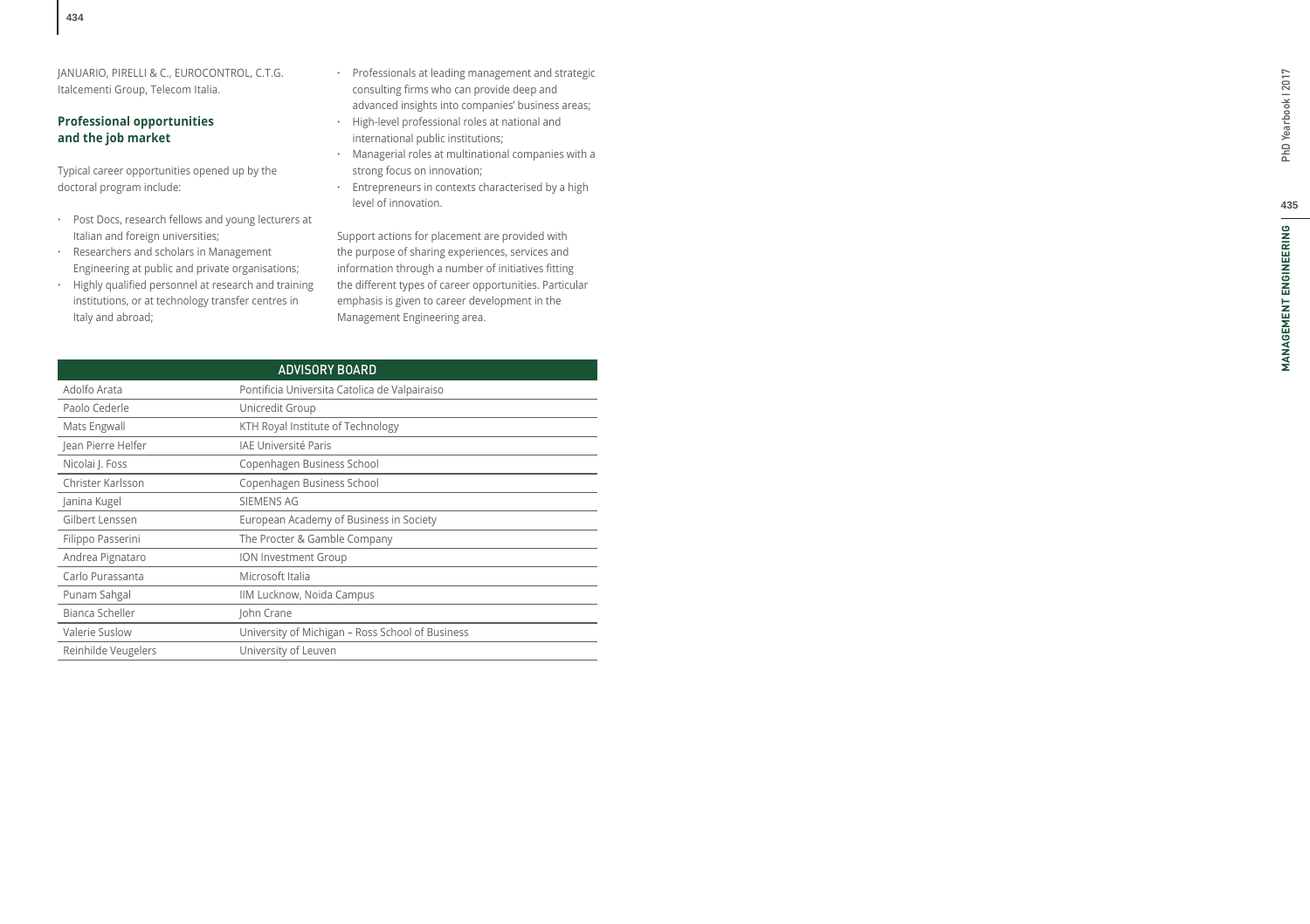JANUARIO, PIRELLI & C., EUROCONTROL, C.T.G. Italcementi Group, Telecom Italia.

### Professional opportunities and the job market

Typical career opportunities opened up by the doctoral program include:

- Post Docs, research fellows and young lecturers at Italian and foreign universities;
- Researchers and scholars in Management Engineering at public and private organisations;
- Highly qualified personnel at research and training institutions, or at technology transfer centres in Italy and abroad;
- Professionals at leading management and strategic consulting firms who can provide deep and advanced insights into companies' business areas;
- High-level professional roles at national and international public institutions;
- Managerial roles at multinational companies with a strong focus on innovation;
- Entrepreneurs in contexts characterised by a high level of innovation.

Support actions for placement are provided with the purpose of sharing experiences, services and information through a number of initiatives fitting the different types of career opportunities. Particular emphasis is given to career development in the Management Engineering area.

| ADVISORY BOARD | |
|---|---|
| Adolfo Arata | Pontificia Universita Catolica de Valpairaiso |
| Paolo Cederle | Unicredit Group |
| Mats Engwall | KTH Royal Institute of Technology |
| Jean Pierre Helfer | IAE Université Paris |
| Nicolai J. Foss | Copenhagen Business School |
| Christer Karlsson | Copenhagen Business School |
| Janina Kugel | SIEMENS AG |
| Gilbert Lenssen | European Academy of Business in Society |
| Filippo Passerini | The Procter & Gamble Company |
| Andrea Pignataro | ION Investment Group |
| Carlo Purassanta | Microsoft Italia |
| Punam Sahgal | IIM Lucknow, Noida Campus |
| Bianca Scheller | John Crane |
| Valerie Suslow | University of Michigan – Ross School of Business |
| Reinhilde Veugelers | University of Leuven |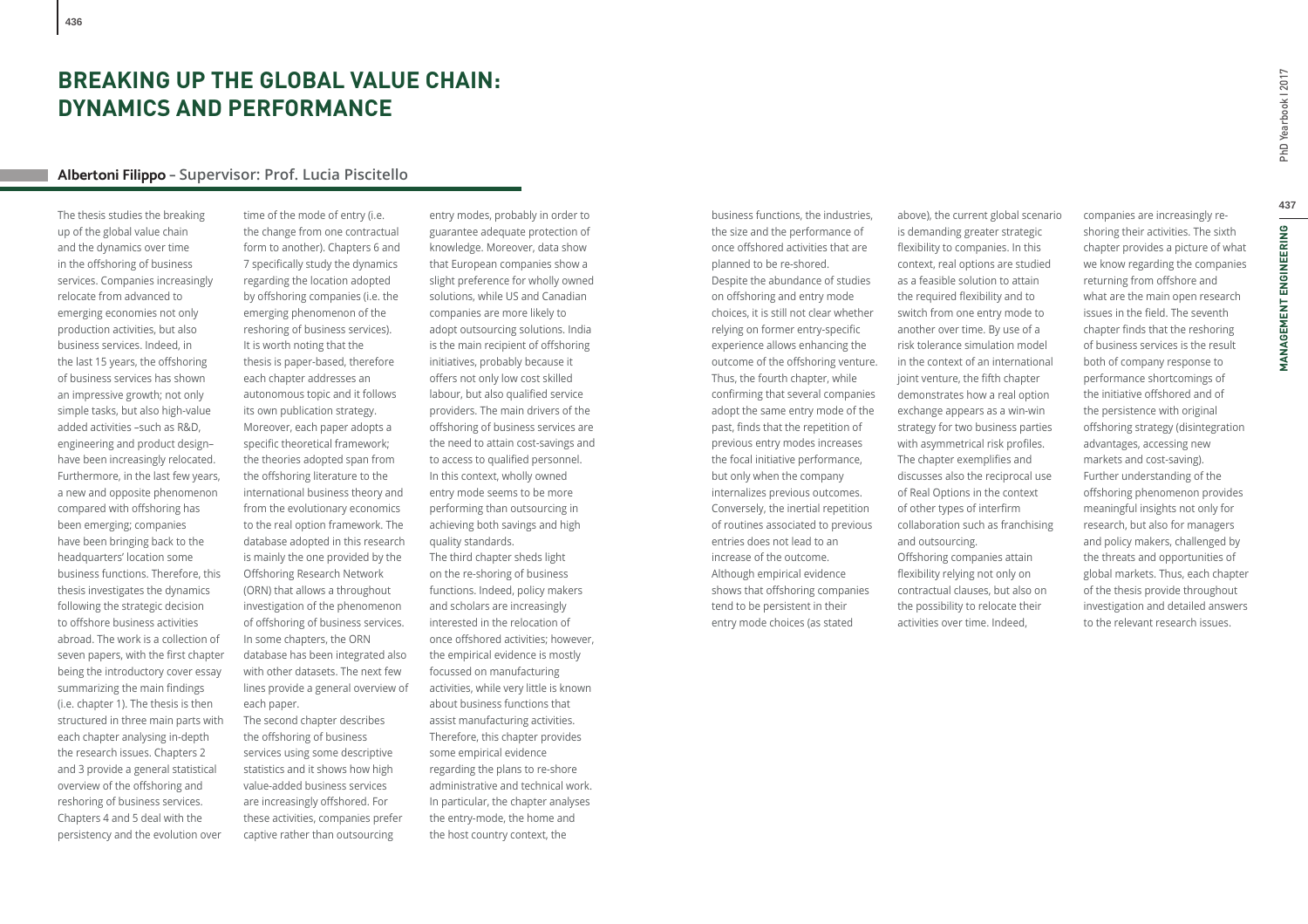# BREAKING UP THE GLOBAL VALUE CHAIN: DYNAMICS AND PERFORMANCE

**Albertoni Filippo – Supervisor: Prof. Lucia Piscitello**

The thesis studies the breaking up of the global value chain and the dynamics over time in the offshoring of business services. Companies increasingly relocate from advanced to emerging economies not only production activities, but also business services. Indeed, in the last 15 years, the offshoring of business services has shown an impressive growth; not only simple tasks, but also high-value added activities –such as R&D, engineering and product design– have been increasingly relocated. Furthermore, in the last few years, a new and opposite phenomenon compared with offshoring has been emerging; companies have been bringing back to the headquarters' location some business functions. Therefore, this thesis investigates the dynamics following the strategic decision to offshore business activities abroad. The work is a collection of seven papers, with the first chapter being the introductory cover essay summarizing the main findings (i.e. chapter 1). The thesis is then structured in three main parts with each chapter analysing in-depth the research issues. Chapters 2 and 3 provide a general statistical overview of the offshoring and reshoring of business services. Chapters 4 and 5 deal with the persistency and the evolution over time of the mode of entry (i.e. the change from one contractual form to another). Chapters 6 and 7 specifically study the dynamics regarding the location adopted by offshoring companies (i.e. the emerging phenomenon of the reshoring of business services). It is worth noting that the thesis is paper-based, therefore each chapter addresses an autonomous topic and it follows its own publication strategy. Moreover, each paper adopts a specific theoretical framework; the theories adopted span from the offshoring literature to the international business theory and from the evolutionary economics to the real option framework. The database adopted in this research is mainly the one provided by the Offshoring Research Network (ORN) that allows a throughout investigation of the phenomenon of offshoring of business services. In some chapters, the ORN database has been integrated also with other datasets. The next few lines provide a general overview of each paper.

The second chapter describes the offshoring of business services using some descriptive statistics and it shows how high value-added business services are increasingly offshored. For these activities, companies prefer captive rather than outsourcing entry modes, probably in order to guarantee adequate protection of knowledge. Moreover, data show that European companies show a slight preference for wholly owned solutions, while US and Canadian companies are more likely to adopt outsourcing solutions. India is the main recipient of offshoring initiatives, probably because it offers not only low cost skilled labour, but also qualified service providers. The main drivers of the offshoring of business services are the need to attain cost-savings and to access to qualified personnel. In this context, wholly owned entry mode seems to be more performing than outsourcing in achieving both savings and high quality standards.

The third chapter sheds light on the re-shoring of business functions. Indeed, policy makers and scholars are increasingly interested in the relocation of once offshored activities; however, the empirical evidence is mostly focussed on manufacturing activities, while very little is known about business functions that assist manufacturing activities. Therefore, this chapter provides some empirical evidence regarding the plans to re-shore administrative and technical work. In particular, the chapter analyses the entry-mode, the home and the host country context, the business functions, the industries, the size and the performance of once offshored activities that are planned to be re-shored.

Despite the abundance of studies on offshoring and entry mode choices, it is still not clear whether relying on former entry-specific experience allows enhancing the outcome of the offshoring venture. Thus, the fourth chapter, while confirming that several companies adopt the same entry mode of the past, finds that the repetition of previous entry modes increases the focal initiative performance, but only when the company internalizes previous outcomes. Conversely, the inertial repetition of routines associated to previous entries does not lead to an increase of the outcome.

Although empirical evidence shows that offshoring companies tend to be persistent in their entry mode choices (as stated above), the current global scenario is demanding greater strategic flexibility to companies. In this context, real options are studied as a feasible solution to attain the required flexibility and to switch from one entry mode to another over time. By use of a risk tolerance simulation model in the context of an international joint venture, the fifth chapter demonstrates how a real option exchange appears as a win-win strategy for two business parties with asymmetrical risk profiles. The chapter exemplifies and discusses also the reciprocal use of Real Options in the context of other types of interfirm collaboration such as franchising and outsourcing.

Offshoring companies attain flexibility relying not only on contractual clauses, but also on the possibility to relocate their activities over time. Indeed, companies are increasingly re-shoring their activities. The sixth chapter provides a picture of what we know regarding the companies returning from offshore and what are the main open research issues in the field. The seventh chapter finds that the reshoring of business services is the result both of company response to performance shortcomings of the initiative offshored and of the persistence with original offshoring strategy (disintegration advantages, accessing new markets and cost-saving).

Further understanding of the offshoring phenomenon provides meaningful insights not only for research, but also for managers and policy makers, challenged by the threats and opportunities of global markets. Thus, each chapter of the thesis provide throughout investigation and detailed answers to the relevant research issues.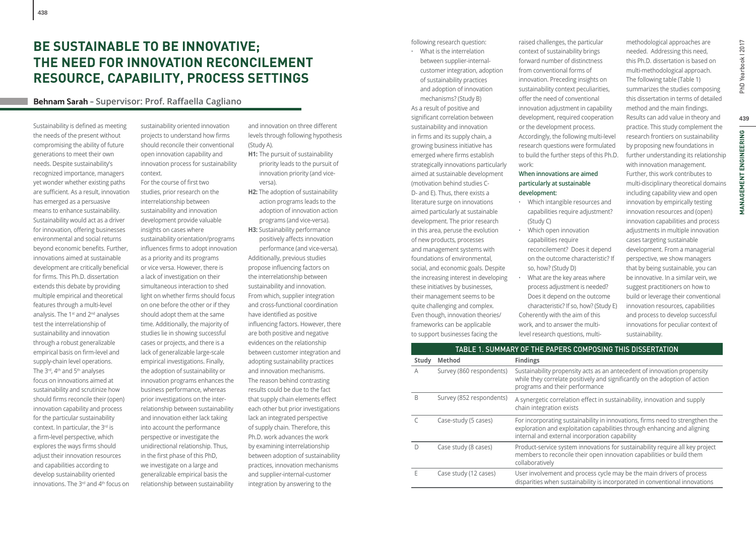# BE SUSTAINABLE TO BE INNOVATIVE; THE NEED FOR INNOVATION RECONCILEMENT RESOURCE, CAPABILITY, PROCESS SETTINGS

**Behnam Sarah** – Supervisor: Prof. Raffaella Cagliano

Sustainability is defined as meeting the needs of the present without compromising the ability of future generations to meet their own needs. Despite sustainability's recognized importance, managers yet wonder whether existing paths are sufficient. As a result, innovation has emerged as a persuasive means to enhance sustainability. Sustainability would act as a driver for innovation, offering businesses environmental and social returns beyond economic benefits. Further, innovations aimed at sustainable development are critically beneficial for firms. This Ph.D. dissertation extends this debate by providing multiple empirical and theoretical features through a multi-level analysis. The 1st and 2nd analyses test the interrelationship of sustainability and innovation through a robust generalizable empirical basis on firm-level and supply-chain level operations. The 3rd, 4th and 5th analyses focus on innovations aimed at sustainability and scrutinize how should firms reconcile their (open) innovation capability and process for the particular sustainability context. In particular, the 3rd is a firm-level perspective, which explores the ways firms should adjust their innovation resources and capabilities according to develop sustainability oriented innovations. The 3rd and 4th focus on sustainability oriented innovation projects to understand how firms should reconcile their conventional open innovation capability and innovation process for sustainability context.

For the course of first two studies, prior research on the interrelationship between sustainability and innovation development provide valuable insights on cases where sustainability orientation/programs influences firms to adopt innovation as a priority and its programs or vice versa. However, there is a lack of investigation on their simultaneous interaction to shed light on whether firms should focus on one before the other or if they should adopt them at the same time. Additionally, the majority of studies lie in showing successful cases or projects, and there is a lack of generalizable large-scale empirical investigations. Finally, the adoption of sustainability or innovation programs enhances the business performance, whereas prior investigations on the inter-relationship between sustainability and innovation either lack taking into account the performance perspective or investigate the unidirectional relationship. Thus, in the first phase of this PhD, we investigate on a large and generalizable empirical basis the relationship between sustainability and innovation on three different levels through following hypothesis (Study A).

- **H1:** The pursuit of sustainability priority leads to the pursuit of innovation priority (and vice-versa).
- **H2:** The adoption of sustainability action programs leads to the adoption of innovation action programs (and vice-versa).
- **H3:** Sustainability performance positively affects innovation performance (and vice-versa).

Additionally, previous studies propose influencing factors on the interrelationship between sustainability and innovation. From which, supplier integration and cross-functional coordination have identified as positive influencing factors. However, there are both positive and negative evidences on the relationship between customer integration and adopting sustainability practices and innovation mechanisms. The reason behind contrasting results could be due to the fact that supply chain elements effect each other but prior investigations lack an integrated perspective of supply chain. Therefore, this Ph.D. work advances the work by examining interrelationship between adoption of sustainability practices, innovation mechanisms and supplier-internal-customer integration by answering to the following research question:

- What is the interrelation between supplier-internal-customer integration, adoption of sustainability practices and adoption of innovation mechanisms? (Study B)

As a result of positive and significant correlation between sustainability and innovation in firms and its supply chain, a growing business initiative has emerged where firms establish strategically innovations particularly aimed at sustainable development (motivation behind studies C-D- and E). Thus, there exists a literature surge on innovations aimed particularly at sustainable development. The prior research in this area, peruse the evolution of new products, processes and management systems with foundations of environmental, social, and economic goals. Despite the increasing interest in developing these initiatives by businesses, their management seems to be quite challenging and complex. Even though, innovation theories/frameworks can be applicable to support businesses facing the raised challenges, the particular context of sustainability brings forward number of distinctness from conventional forms of innovation. Preceding insights on sustainability context peculiarities, offer the need of conventional innovation adjustment in capability development, required cooperation or the development process. Accordingly, the following multi-level research questions were formulated to build the further steps of this Ph.D. work:

**When innovations are aimed particularly at sustainable development:**

- Which intangible resources and capabilities require adjustment? (Study C)
- Which open innovation capabilities require reconcilement? Does it depend on the outcome characteristic? If so, how? (Study D)
- What are the key areas where process adjustment is needed? Does it depend on the outcome characteristic? If so, how? (Study E)

Coherently with the aim of this work, and to answer the multi-level research questions, multi-methodological approaches are needed. Addressing this need, this Ph.D. dissertation is based on multi-methodological approach. The following table (Table 1) summarizes the studies composing this dissertation in terms of detailed method and the main findings. Results can add value in theory and practice. This study complement the research frontiers on sustainability by proposing new foundations in further understanding its relationship with innovation management. Further, this work contributes to multi-disciplinary theoretical domains including capability view and open innovation by empirically testing innovation resources and (open) innovation capabilities and process adjustments in multiple innovation cases targeting sustainable development. From a managerial perspective, we show managers that by being sustainable, you can be innovative. In a similar vein, we suggest practitioners on how to build or leverage their conventional innovation resources, capabilities and process to develop successful innovations for peculiar context of sustainability.

**TABLE 1. SUMMARY OF THE PAPERS COMPOSING THIS DISSERTATION**

| Study | Method | Findings |
|---|---|---|
| A | Survey (860 respondents) | Sustainability propensity acts as an antecedent of innovation propensity while they correlate positively and significantly on the adoption of action programs and their performance |
| B | Survey (852 respondents) | A synergetic correlation effect in sustainability, innovation and supply chain integration exists |
| C | Case-study (5 cases) | For incorporating sustainability in innovations, firms need to strengthen the exploration and exploitation capabilities through enhancing and aligning internal and external incorporation capability |
| D | Case study (8 cases) | Product-service system innovations for sustainability require all key project members to reconcile their open innovation capabilities or build them collaboratively |
| E | Case study (12 cases) | User involvement and process cycle may be the main drivers of process disparities when sustainability is incorporated in conventional innovations |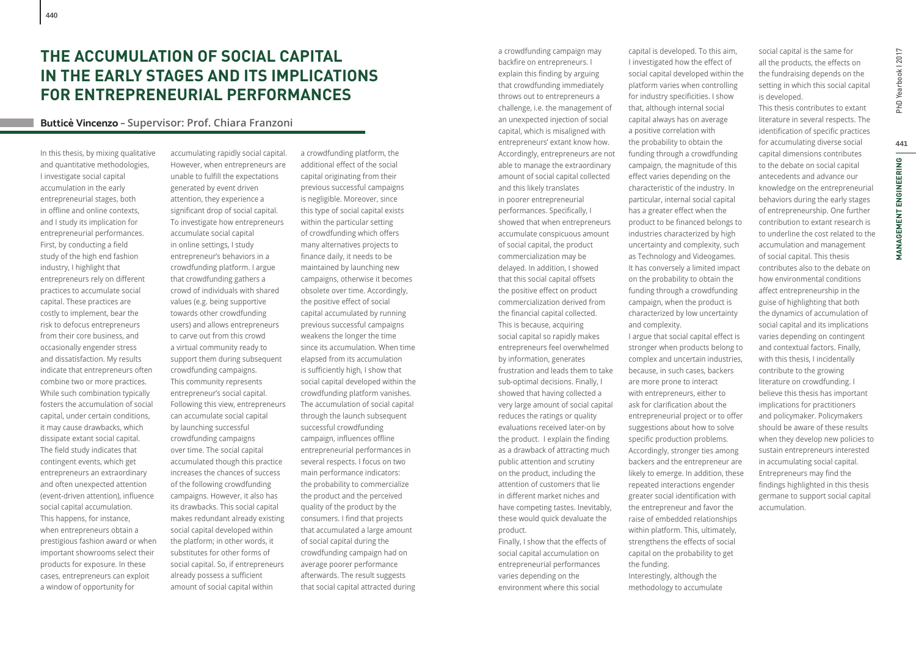# THE ACCUMULATION OF SOCIAL CAPITAL IN THE EARLY STAGES AND ITS IMPLICATIONS FOR ENTREPRENEURIAL PERFORMANCES

**Butticè Vincenzo** – Supervisor: Prof. Chiara Franzoni

In this thesis, by mixing qualitative and quantitative methodologies, I investigate social capital accumulation in the early entrepreneurial stages, both in offline and online contexts, and I study its implication for entrepreneurial performances. First, by conducting a field study of the high end fashion industry, I highlight that entrepreneurs rely on different practices to accumulate social capital. These practices are costly to implement, bear the risk to defocus entrepreneurs from their core business, and occasionally engender stress and dissatisfaction. My results indicate that entrepreneurs often combine two or more practices. While such combination typically fosters the accumulation of social capital, under certain conditions, it may cause drawbacks, which dissipate extant social capital. The field study indicates that contingent events, which get entrepreneurs an extraordinary and often unexpected attention (event-driven attention), influence social capital accumulation. This happens, for instance, when entrepreneurs obtain a prestigious fashion award or when important showrooms select their products for exposure. In these cases, entrepreneurs can exploit a window of opportunity for accumulating rapidly social capital. However, when entrepreneurs are unable to fulfill the expectations generated by event driven attention, they experience a significant drop of social capital. To investigate how entrepreneurs accumulate social capital in online settings, I study entrepreneur's behaviors in a crowdfunding platform. I argue that crowdfunding gathers a crowd of individuals with shared values (e.g. being supportive towards other crowdfunding users) and allows entrepreneurs to carve out from this crowd a virtual community ready to support them during subsequent crowdfunding campaigns. This community represents entrepreneur's social capital. Following this view, entrepreneurs can accumulate social capital by launching successful crowdfunding campaigns over time. The social capital accumulated though this practice increases the chances of success of the following crowdfunding campaigns. However, it also has its drawbacks. This social capital makes redundant already existing social capital developed within the platform; in other words, it substitutes for other forms of social capital. So, if entrepreneurs already possess a sufficient amount of social capital within a crowdfunding platform, the additional effect of the social capital originating from their previous successful campaigns is negligible. Moreover, since this type of social capital exists within the particular setting of crowdfunding which offers many alternatives projects to finance daily, it needs to be maintained by launching new campaigns, otherwise it becomes obsolete over time. Accordingly, the positive effect of social capital accumulated by running previous successful campaigns weakens the longer the time since its accumulation. When time elapsed from its accumulation is sufficiently high, I show that social capital developed within the crowdfunding platform vanishes. The accumulation of social capital through the launch subsequent successful crowdfunding campaign, influences offline entrepreneurial performances in several respects. I focus on two main performance indicators: the probability to commercialize the product and the perceived quality of the product by the consumers. I find that projects that accumulated a large amount of social capital during the crowdfunding campaign had on average poorer performance afterwards. The result suggests that social capital attracted during a crowdfunding campaign may backfire on entrepreneurs. I explain this finding by arguing that crowdfunding immediately throws out to entrepreneurs a challenge, i.e. the management of an unexpected injection of social capital, which is misaligned with entrepreneurs' extant know how. Accordingly, entrepreneurs are not able to manage the extraordinary amount of social capital collected and this likely translates in poorer entrepreneurial performances. Specifically, I showed that when entrepreneurs accumulate conspicuous amount of social capital, the product commercialization may be delayed. In addition, I showed that this social capital offsets the positive effect on product commercialization derived from the financial capital collected. This is because, acquiring social capital so rapidly makes entrepreneurs feel overwhelmed by information, generates frustration and leads them to take sub-optimal decisions. Finally, I showed that having collected a very large amount of social capital reduces the ratings or quality evaluations received later-on by the product. I explain the finding as a drawback of attracting much public attention and scrutiny on the product, including the attention of customers that lie in different market niches and have competing tastes. Inevitably, these would quick devaluate the product.

Finally, I show that the effects of social capital accumulation on entrepreneurial performances varies depending on the environment where this social capital is developed. To this aim, I investigated how the effect of social capital developed within the platform varies when controlling for industry specificities. I show that, although internal social capital always has on average a positive correlation with the probability to obtain the funding through a crowdfunding campaign, the magnitude of this effect varies depending on the characteristic of the industry. In particular, internal social capital has a greater effect when the product to be financed belongs to industries characterized by high uncertainty and complexity, such as Technology and Videogames. It has conversely a limited impact on the probability to obtain the funding through a crowdfunding campaign, when the product is characterized by low uncertainty and complexity.

I argue that social capital effect is stronger when products belong to complex and uncertain industries, because, in such cases, backers are more prone to interact with entrepreneurs, either to ask for clarification about the entrepreneurial project or to offer suggestions about how to solve specific production problems. Accordingly, stronger ties among backers and the entrepreneur are likely to emerge. In addition, these repeated interactions engender greater social identification with the entrepreneur and favor the raise of embedded relationships within platform. This, ultimately, strengthens the effects of social capital on the probability to get the funding.

Interestingly, although the methodology to accumulate social capital is the same for all the products, the effects on the fundraising depends on the setting in which this social capital is developed.

This thesis contributes to extant literature in several respects. The identification of specific practices for accumulating diverse social capital dimensions contributes to the debate on social capital antecedents and advance our knowledge on the entrepreneurial behaviors during the early stages of entrepreneurship. One further contribution to extant research is to underline the cost related to the accumulation and management of social capital. This thesis contributes also to the debate on how environmental conditions affect entrepreneurship in the guise of highlighting that both the dynamics of accumulation of social capital and its implications varies depending on contingent and contextual factors. Finally, with this thesis, I incidentally contribute to the growing literature on crowdfunding. I believe this thesis has important implications for practitioners and policymaker. Policymakers should be aware of these results when they develop new policies to sustain entrepreneurs interested in accumulating social capital. Entrepreneurs may find the findings highlighted in this thesis germane to support social capital accumulation.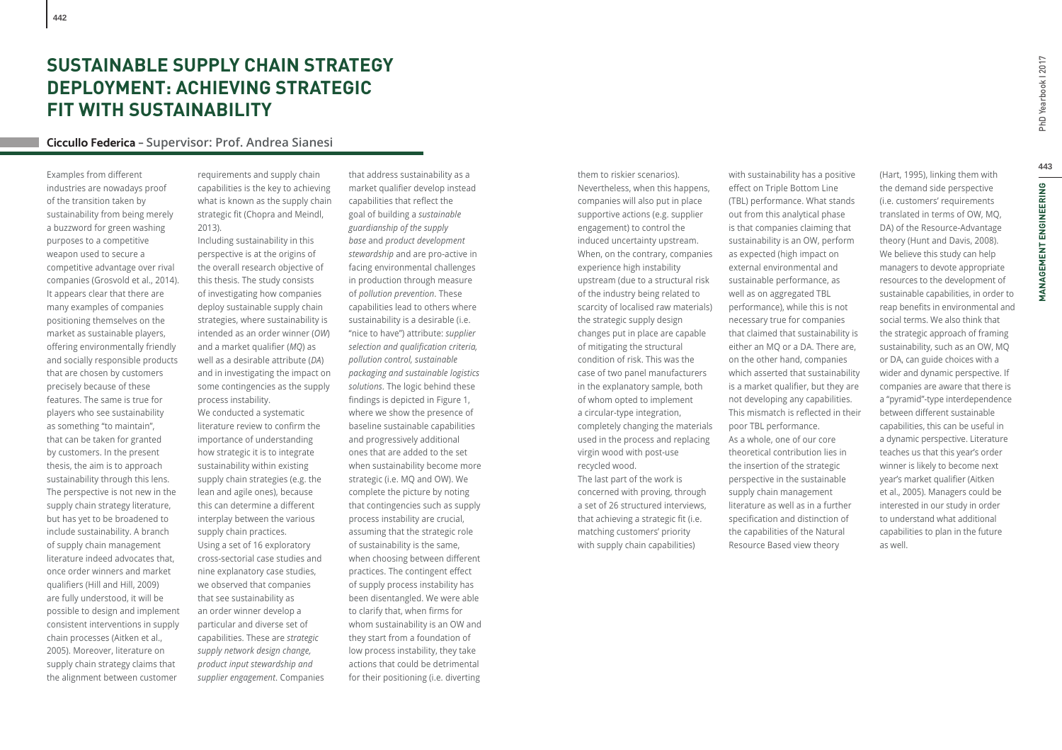# SUSTAINABLE SUPPLY CHAIN STRATEGY DEPLOYMENT: ACHIEVING STRATEGIC FIT WITH SUSTAINABILITY

**Ciccullo Federica** – Supervisor: Prof. Andrea Sianesi

Examples from different industries are nowadays proof of the transition taken by sustainability from being merely a buzzword for green washing purposes to a competitive weapon used to secure a competitive advantage over rival companies (Grosvold et al., 2014). It appears clear that there are many examples of companies positioning themselves on the market as sustainable players, offering environmentally friendly and socially responsible products that are chosen by customers precisely because of these features. The same is true for players who see sustainability as something "to maintain", that can be taken for granted by customers. In the present thesis, the aim is to approach sustainability through this lens. The perspective is not new in the supply chain strategy literature, but has yet to be broadened to include sustainability. A branch of supply chain management literature indeed advocates that, once order winners and market qualifiers (Hill and Hill, 2009) are fully understood, it will be possible to design and implement consistent interventions in supply chain processes (Aitken et al., 2005). Moreover, literature on supply chain strategy claims that the alignment between customer requirements and supply chain capabilities is the key to achieving what is known as the supply chain strategic fit (Chopra and Meindl, 2013).

Including sustainability in this perspective is at the origins of the overall research objective of this thesis. The study consists of investigating how companies deploy sustainable supply chain strategies, where sustainability is intended as an order winner (*OW*) and a market qualifier (*MQ*) as well as a desirable attribute (*DA*) and in investigating the impact on some contingencies as the supply process instability.

We conducted a systematic literature review to confirm the importance of understanding how strategic it is to integrate sustainability within existing supply chain strategies (e.g. the lean and agile ones), because this can determine a different interplay between the various supply chain practices.

Using a set of 16 exploratory cross-sectorial case studies and nine explanatory case studies, we observed that companies that see sustainability as an order winner develop a particular and diverse set of capabilities. These are *strategic supply network design change, product input stewardship and supplier engagement*. Companies that address sustainability as a market qualifier develop instead capabilities that reflect the goal of building a *sustainable guardianship of the supply base* and *product development stewardship* and are pro-active in facing environmental challenges in production through measure of *pollution prevention*. These capabilities lead to others where sustainability is a desirable (i.e. "nice to have") attribute: *supplier selection and qualification criteria, pollution control, sustainable packaging and sustainable logistics solutions*. The logic behind these findings is depicted in Figure 1, where we show the presence of baseline sustainable capabilities and progressively additional ones that are added to the set when sustainability become more strategic (i.e. MQ and OW). We complete the picture by noting that contingencies such as supply process instability are crucial, assuming that the strategic role of sustainability is the same, when choosing between different practices. The contingent effect of supply process instability has been disentangled. We were able to clarify that, when firms for whom sustainability is an OW and they start from a foundation of low process instability, they take actions that could be detrimental for their positioning (i.e. diverting them to riskier scenarios). Nevertheless, when this happens, companies will also put in place supportive actions (e.g. supplier engagement) to control the induced uncertainty upstream. When, on the contrary, companies experience high instability upstream (due to a structural risk of the industry being related to scarcity of localised raw materials) the strategic supply design changes put in place are capable of mitigating the structural condition of risk. This was the case of two panel manufacturers in the explanatory sample, both of whom opted to implement a circular-type integration, completely changing the materials used in the process and replacing virgin wood with post-use recycled wood.

The last part of the work is concerned with proving, through a set of 26 structured interviews, that achieving a strategic fit (i.e. matching customers' priority with supply chain capabilities) with sustainability has a positive effect on Triple Bottom Line (TBL) performance. What stands out from this analytical phase is that companies claiming that sustainability is an OW, perform as expected (high impact on external environmental and sustainable performance, as well as on aggregated TBL performance), while this is not necessary true for companies that claimed that sustainability is either an MQ or a DA. There are, on the other hand, companies which asserted that sustainability is a market qualifier, but they are not developing any capabilities. This mismatch is reflected in their poor TBL performance.

As a whole, one of our core theoretical contribution lies in the insertion of the strategic perspective in the sustainable supply chain management literature as well as in a further specification and distinction of the capabilities of the Natural Resource Based view theory (Hart, 1995), linking them with the demand side perspective (i.e. customers' requirements translated in terms of OW, MQ, DA) of the Resource-Advantage theory (Hunt and Davis, 2008). We believe this study can help managers to devote appropriate resources to the development of sustainable capabilities, in order to reap benefits in environmental and social terms. We also think that the strategic approach of framing sustainability, such as an OW, MQ or DA, can guide choices with a wider and dynamic perspective. If companies are aware that there is a "pyramid"-type interdependence between different sustainable capabilities, this can be useful in a dynamic perspective. Literature teaches us that this year's order winner is likely to become next year's market qualifier (Aitken et al., 2005). Managers could be interested in our study in order to understand what additional capabilities to plan in the future as well.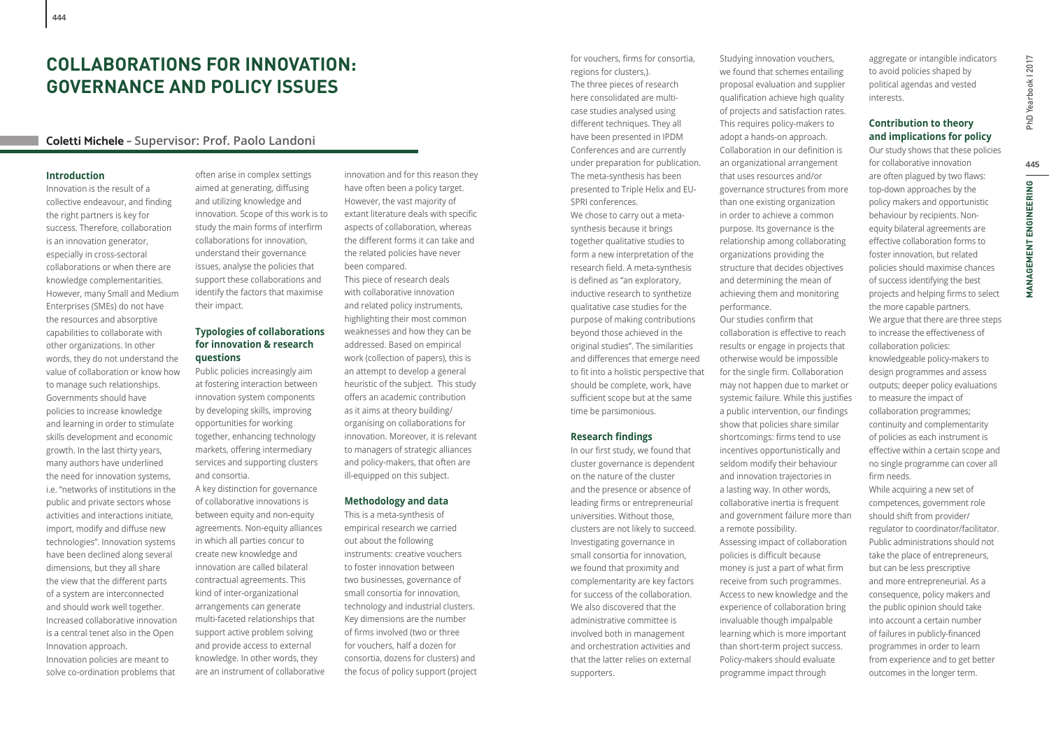# COLLABORATIONS FOR INNOVATION: GOVERNANCE AND POLICY ISSUES

**Coletti Michele – Supervisor: Prof. Paolo Landoni**

### Introduction

Innovation is the result of a collective endeavour, and finding the right partners is key for success. Therefore, collaboration is an innovation generator, especially in cross-sectoral collaborations or when there are knowledge complementarities. However, many Small and Medium Enterprises (SMEs) do not have the resources and absorptive capabilities to collaborate with other organizations. In other words, they do not understand the value of collaboration or know how to manage such relationships. Governments should have policies to increase knowledge and learning in order to stimulate skills development and economic growth. In the last thirty years, many authors have underlined the need for innovation systems, i.e. "networks of institutions in the public and private sectors whose activities and interactions initiate, import, modify and diffuse new technologies". Innovation systems have been declined along several dimensions, but they all share the view that the different parts of a system are interconnected and should work well together. Increased collaborative innovation is a central tenet also in the Open Innovation approach.

Innovation policies are meant to solve co-ordination problems that often arise in complex settings aimed at generating, diffusing and utilizing knowledge and innovation. Scope of this work is to study the main forms of interfirm collaborations for innovation, understand their governance issues, analyse the policies that support these collaborations and identify the factors that maximise their impact.

### Typologies of collaborations for innovation & research questions

Public policies increasingly aim at fostering interaction between innovation system components by developing skills, improving opportunities for working together, enhancing technology markets, offering intermediary services and supporting clusters and consortia.

A key distinction for governance of collaborative innovations is between equity and non-equity agreements. Non-equity alliances in which all parties concur to create new knowledge and innovation are called bilateral contractual agreements. This kind of inter-organizational arrangements can generate multi-faceted relationships that support active problem solving and provide access to external knowledge. In other words, they are an instrument of collaborative innovation and for this reason they have often been a policy target. However, the vast majority of extant literature deals with specific aspects of collaboration, whereas the different forms it can take and the related policies have never been compared.

This piece of research deals with collaborative innovation and related policy instruments, highlighting their most common weaknesses and how they can be addressed. Based on empirical work (collection of papers), this is an attempt to develop a general heuristic of the subject. This study offers an academic contribution as it aims at theory building/ organising on collaborations for innovation. Moreover, it is relevant to managers of strategic alliances and policy-makers, that often are ill-equipped on this subject.

### Methodology and data

This is a meta-synthesis of empirical research we carried out about the following instruments: creative vouchers to foster innovation between two businesses, governance of small consortia for innovation, technology and industrial clusters. Key dimensions are the number of firms involved (two or three for vouchers, half a dozen for consortia, dozens for clusters) and the focus of policy support (project for vouchers, firms for consortia, regions for clusters,).

The three pieces of research here consolidated are multi-case studies analysed using different techniques. They all have been presented in IPDM Conferences and are currently under preparation for publication. The meta-synthesis has been presented to Triple Helix and EU-SPRI conferences.

We chose to carry out a meta-synthesis because it brings together qualitative studies to form a new interpretation of the research field. A meta-synthesis is defined as "an exploratory, inductive research to synthetize qualitative case studies for the purpose of making contributions beyond those achieved in the original studies". The similarities and differences that emerge need to fit into a holistic perspective that should be complete, work, have sufficient scope but at the same time be parsimonious.

### Research findings

In our first study, we found that cluster governance is dependent on the nature of the cluster and the presence or absence of leading firms or entrepreneurial universities. Without those, clusters are not likely to succeed. Investigating governance in small consortia for innovation, we found that proximity and complementarity are key factors for success of the collaboration. We also discovered that the administrative committee is involved both in management and orchestration activities and that the latter relies on external supporters.

Studying innovation vouchers, we found that schemes entailing proposal evaluation and supplier qualification achieve high quality of projects and satisfaction rates. This requires policy-makers to adopt a hands-on approach.

Collaboration in our definition is an organizational arrangement that uses resources and/or governance structures from more than one existing organization in order to achieve a common purpose. Its governance is the relationship among collaborating organizations providing the structure that decides objectives and determining the mean of achieving them and monitoring performance.

Our studies confirm that collaboration is effective to reach results or engage in projects that otherwise would be impossible for the single firm. Collaboration may not happen due to market or systemic failure. While this justifies a public intervention, our findings show that policies share similar shortcomings: firms tend to use incentives opportunistically and seldom modify their behaviour and innovation trajectories in a lasting way. In other words, collaborative inertia is frequent and government failure more than a remote possibility.

Assessing impact of collaboration policies is difficult because money is just a part of what firm receive from such programmes. Access to new knowledge and the experience of collaboration bring invaluable though impalpable learning which is more important than short-term project success. Policy-makers should evaluate programme impact through aggregate or intangible indicators to avoid policies shaped by political agendas and vested interests.

### Contribution to theory and implications for policy

Our study shows that these policies for collaborative innovation are often plagued by two flaws: top-down approaches by the policy makers and opportunistic behaviour by recipients. Non-equity bilateral agreements are effective collaboration forms to foster innovation, but related policies should maximise chances of success identifying the best projects and helping firms to select the more capable partners.

We argue that there are three steps to increase the effectiveness of collaboration policies: knowledgeable policy-makers to design programmes and assess outputs; deeper policy evaluations to measure the impact of collaboration programmes; continuity and complementarity of policies as each instrument is effective within a certain scope and no single programme can cover all firm needs.

While acquiring a new set of competences, government role should shift from provider/ regulator to coordinator/facilitator. Public administrations should not take the place of entrepreneurs, but can be less prescriptive and more entrepreneurial. As a consequence, policy makers and the public opinion should take into account a certain number of failures in publicly-financed programmes in order to learn from experience and to get better outcomes in the longer term.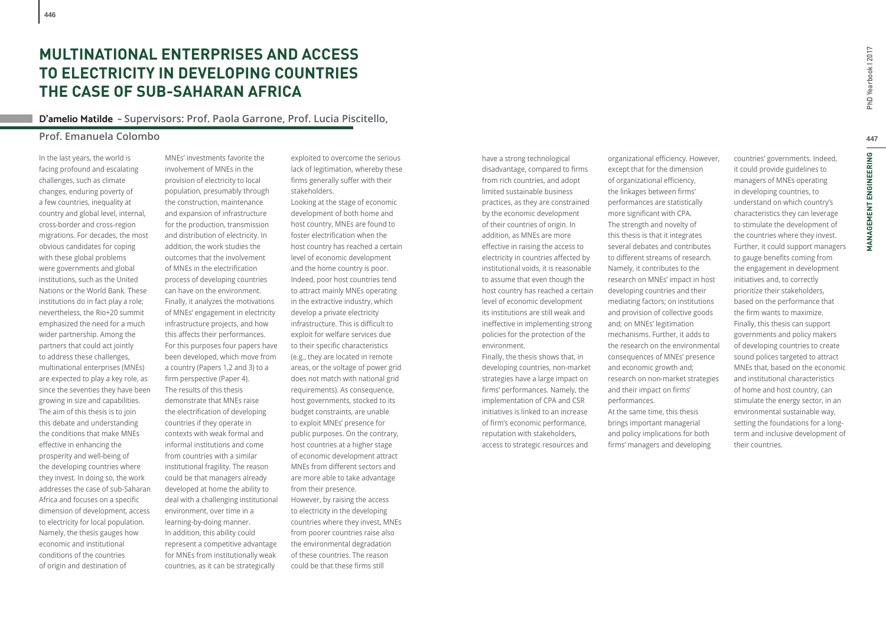# MULTINATIONAL ENTERPRISES AND ACCESS TO ELECTRICITY IN DEVELOPING COUNTRIES THE CASE OF SUB-SAHARAN AFRICA

**D'amelio Matilde** – Supervisors: Prof. Paola Garrone, Prof. Lucia Piscitello, Prof. Emanuela Colombo

In the last years, the world is facing profound and escalating challenges, such as climate changes, enduring poverty of a few countries, inequality at country and global level, internal, cross-border and cross-region migrations. For decades, the most obvious candidates for coping with these global problems were governments and global institutions, such as the United Nations or the World Bank. These institutions do in fact play a role; nevertheless, the Rio+20 summit emphasized the need for a much wider partnership. Among the partners that could act jointly to address these challenges, multinational enterprises (MNEs) are expected to play a key role, as since the seventies they have been growing in size and capabilities. The aim of this thesis is to join this debate and understanding the conditions that make MNEs effective in enhancing the prosperity and well-being of the developing countries where they invest. In doing so, the work addresses the case of sub-Saharan Africa and focuses on a specific dimension of development, access to electricity for local population. Namely, the thesis gauges how economic and institutional conditions of the countries of origin and destination of MNEs' investments favorite the involvement of MNEs in the provision of electricity to local population, presumably through the construction, maintenance and expansion of infrastructure for the production, transmission and distribution of electricity. In addition, the work studies the outcomes that the involvement of MNEs in the electrification process of developing countries can have on the environment. Finally, it analyzes the motivations of MNEs' engagement in electricity infrastructure projects, and how this affects their performances. For this purposes four papers have been developed, which move from a country (Papers 1,2 and 3) to a firm perspective (Paper 4).

The results of this thesis demonstrate that MNEs raise the electrification of developing countries if they operate in contexts with weak formal and informal institutions and come from countries with a similar institutional fragility. The reason could be that managers already developed at home the ability to deal with a challenging institutional environment, over time in a learning-by-doing manner. In addition, this ability could represent a competitive advantage for MNEs from institutionally weak countries, as it can be strategically exploited to overcome the serious lack of legitimation, whereby these firms generally suffer with their stakeholders.

Looking at the stage of economic development of both home and host country, MNEs are found to foster electrification when the host country has reached a certain level of economic development and the home country is poor. Indeed, poor host countries tend to attract mainly MNEs operating in the extractive industry, which develop a private electricity infrastructure. This is difficult to exploit for welfare services due to their specific characteristics (e.g., they are located in remote areas, or the voltage of power grid does not match with national grid requirements). As consequence, host governments, stocked to its budget constraints, are unable to exploit MNEs' presence for public purposes. On the contrary, host countries at a higher stage of economic development attract MNEs from different sectors and are more able to take advantage from their presence.

However, by raising the access to electricity in the developing countries where they invest, MNEs from poorer countries raise also the environmental degradation of these countries. The reason could be that these firms still have a strong technological disadvantage, compared to firms from rich countries, and adopt limited sustainable business practices, as they are constrained by the economic development of their countries of origin. In addition, as MNEs are more effective in raising the access to electricity in countries affected by institutional voids, it is reasonable to assume that even though the host country has reached a certain level of economic development its institutions are still weak and ineffective in implementing strong policies for the protection of the environment.

Finally, the thesis shows that, in developing countries, non-market strategies have a large impact on firms' performances. Namely, the implementation of CPA and CSR initiatives is linked to an increase of firm's economic performance, reputation with stakeholders, access to strategic resources and organizational efficiency. However, except that for the dimension of organizational efficiency, the linkages between firms' performances are statistically more significant with CPA.

The strength and novelty of this thesis is that it integrates several debates and contributes to different streams of research. Namely, it contributes to the research on MNEs' impact in host developing countries and their mediating factors; on institutions and provision of collective goods and; on MNEs' legitimation mechanisms. Further, it adds to the research on the environmental consequences of MNEs' presence and economic growth and; research on non-market strategies and their impact on firms' performances.

At the same time, this thesis brings important managerial and policy implications for both firms' managers and developing countries' governments. Indeed, it could provide guidelines to managers of MNEs operating in developing countries, to understand on which country's characteristics they can leverage to stimulate the development of the countries where they invest. Further, it could support managers to gauge benefits coming from the engagement in development initiatives and, to correctly prioritize their stakeholders, based on the performance that the firm wants to maximize. Finally, this thesis can support governments and policy makers of developing countries to create sound polices targeted to attract MNEs that, based on the economic and institutional characteristics of home and host country, can stimulate the energy sector, in an environmental sustainable way, setting the foundations for a long-term and inclusive development of their countries.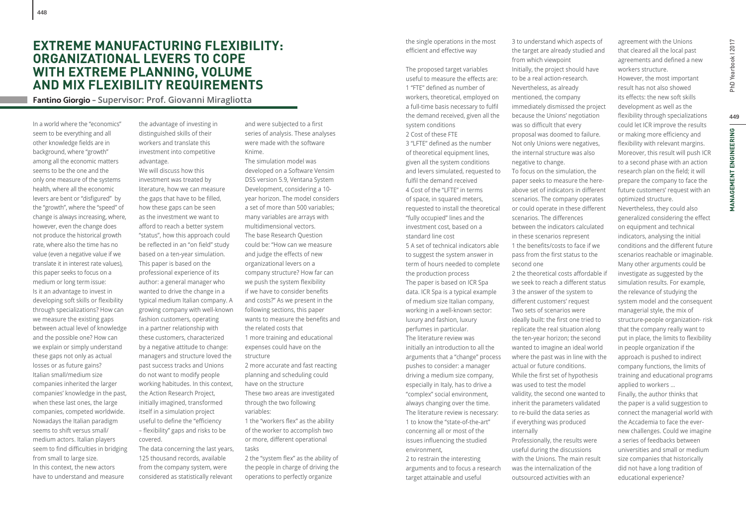# EXTREME MANUFACTURING FLEXIBILITY: ORGANIZATIONAL LEVERS TO COPE WITH EXTREME PLANNING, VOLUME AND MIX FLEXIBILITY REQUIREMENTS

**Fantino Giorgio – Supervisor: Prof. Giovanni Miragliotta**

In a world where the "economics" seem to be everything and all other knowledge fields are in background, where "growth" among all the economic matters seems to be the one and the only one measure of the systems health, where all the economic levers are bent or "disfigured" by the "growth", where the "speed" of change is always increasing, where, however, even the change does not produce the historical growth rate, where also the time has no value (even a negative value if we translate it in interest rate values), this paper seeks to focus on a medium or long term issue:
Is it an advantage to invest in developing soft skills or flexibility through specializations? How can we measure the existing gaps between actual level of knowledge and the possible one? How can we explain or simply understand these gaps not only as actual losses or as future gains?
Italian small/medium size companies inherited the larger companies' knowledge in the past, when these last ones, the large companies, competed worldwide. Nowadays the Italian paradigm seems to shift versus small/medium actors. Italian players seem to find difficulties in bridging from small to large size.
In this context, the new actors have to understand and measure the advantage of investing in distinguished skills of their workers and translate this investment into competitive advantage.
We will discuss how this investment was treated by literature, how we can measure the gaps that have to be filled, how these gaps can be seen as the investment we want to afford to reach a better system "status", how this approach could be reflected in an "on field" study based on a ten-year simulation. This paper is based on the professional experience of its author: a general manager who wanted to drive the change in a typical medium Italian company. A growing company with well-known fashion customers, operating in a partner relationship with these customers, characterized by a negative attitude to change: managers and structure loved the past success tracks and Unions do not want to modify people working habitudes. In this context, the Action Research Project, initially imagined, transformed itself in a simulation project useful to define the "efficiency – flexibility" gaps and risks to be covered.
The data concerning the last years, 125 thousand records, available from the company system, were considered as statistically relevant and were subjected to a first series of analysis. These analyses were made with the software Knime.
The simulation model was developed on a Software Vensim DSS version 5.9, Ventana System Development, considering a 10-year horizon. The model considers a set of more than 500 variables; many variables are arrays with multidimensional vectors.
The base Research Question could be: "How can we measure and judge the effects of new organizational levers on a company structure? How far can we push the system flexibility if we have to consider benefits and costs?" As we present in the following sections, this paper wants to measure the benefits and the related costs that
1 more training and educational expenses could have on the structure
2 more accurate and fast reacting planning and scheduling could have on the structure
These two areas are investigated through the two following variables:
1 the "workers flex" as the ability of the worker to accomplish two or more, different operational tasks
2 the "system flex" as the ability of the people in charge of driving the operations to perfectly organize the single operations in the most efficient and effective way

The proposed target variables useful to measure the effects are:
1 "FTE" defined as number of workers, theoretical, employed on a full-time basis necessary to fulfil the demand received, given all the system conditions
2 Cost of these FTE
3 "LFTE" defined as the number of theoretical equipment lines, given all the system conditions and levers simulated, requested to fulfil the demand received
4 Cost of the "LFTE" in terms of space, in squared meters, requested to install the theoretical "fully occupied" lines and the investment cost, based on a standard line cost
5 A set of technical indicators able to suggest the system answer in term of hours needed to complete the production process
The paper is based on ICR Spa data. ICR Spa is a typical example of medium size Italian company, working in a well-known sector: luxury and fashion, luxury perfumes in particular.
The literature review was initially an introduction to all the arguments that a "change" process pushes to consider: a manager driving a medium size company, especially in Italy, has to drive a "complex" social environment, always changing over the time.
The literature review is necessary:
1 to know the "state-of-the-art" concerning all or most of the issues influencing the studied environment,
2 to restrain the interesting arguments and to focus a research target attainable and useful
3 to understand which aspects of the target are already studied and from which viewpoint
Initially, the project should have to be a real action-research. Nevertheless, as already mentioned, the company immediately dismissed the project because the Unions' negotiation was so difficult that every proposal was doomed to failure. Not only Unions were negatives, the internal structure was also negative to change.
To focus on the simulation, the paper seeks to measure the here-above set of indicators in different scenarios. The company operates or could operate in these different scenarios. The differences between the indicators calculated in these scenarios represent
1 the benefits/costs to face if we pass from the first status to the second one
2 the theoretical costs affordable if we seek to reach a different status
3 the answer of the system to different customers' request
Two sets of scenarios were ideally built: the first one tried to replicate the real situation along the ten-year horizon; the second wanted to imagine an ideal world where the past was in line with the actual or future conditions.
While the first set of hypothesis was used to test the model validity, the second one wanted to inherit the parameters validated to re-build the data series as if everything was produced internally
Professionally, the results were useful during the discussions with the Unions. The main result was the internalization of the outsourced activities with an agreement with the Unions that cleared all the local past agreements and defined a new workers structure.
However, the most important result has not also showed its effects: the new soft skills development as well as the flexibility through specializations could let ICR improve the results or making more efficiency and flexibility with relevant margins. Moreover, this result will push ICR to a second phase with an action research plan on the field; it will prepare the company to face the future customers' request with an optimized structure.
Nevertheless, they could also generalized considering the effect on equipment and technical indicators, analysing the initial conditions and the different future scenarios reachable or imaginable.
Many other arguments could be investigate as suggested by the simulation results. For example, the relevance of studying the system model and the consequent managerial style, the mix of structure-people organization- risk that the company really want to put in place, the limits to flexibility in people organization if the approach is pushed to indirect company functions, the limits of training and educational programs applied to workers …
Finally, the author thinks that the paper is a valid suggestion to connect the managerial world with the Accademia to face the ever-new challenges. Could we imagine a series of feedbacks between universities and small or medium size companies that historically did not have a long tradition of educational experience?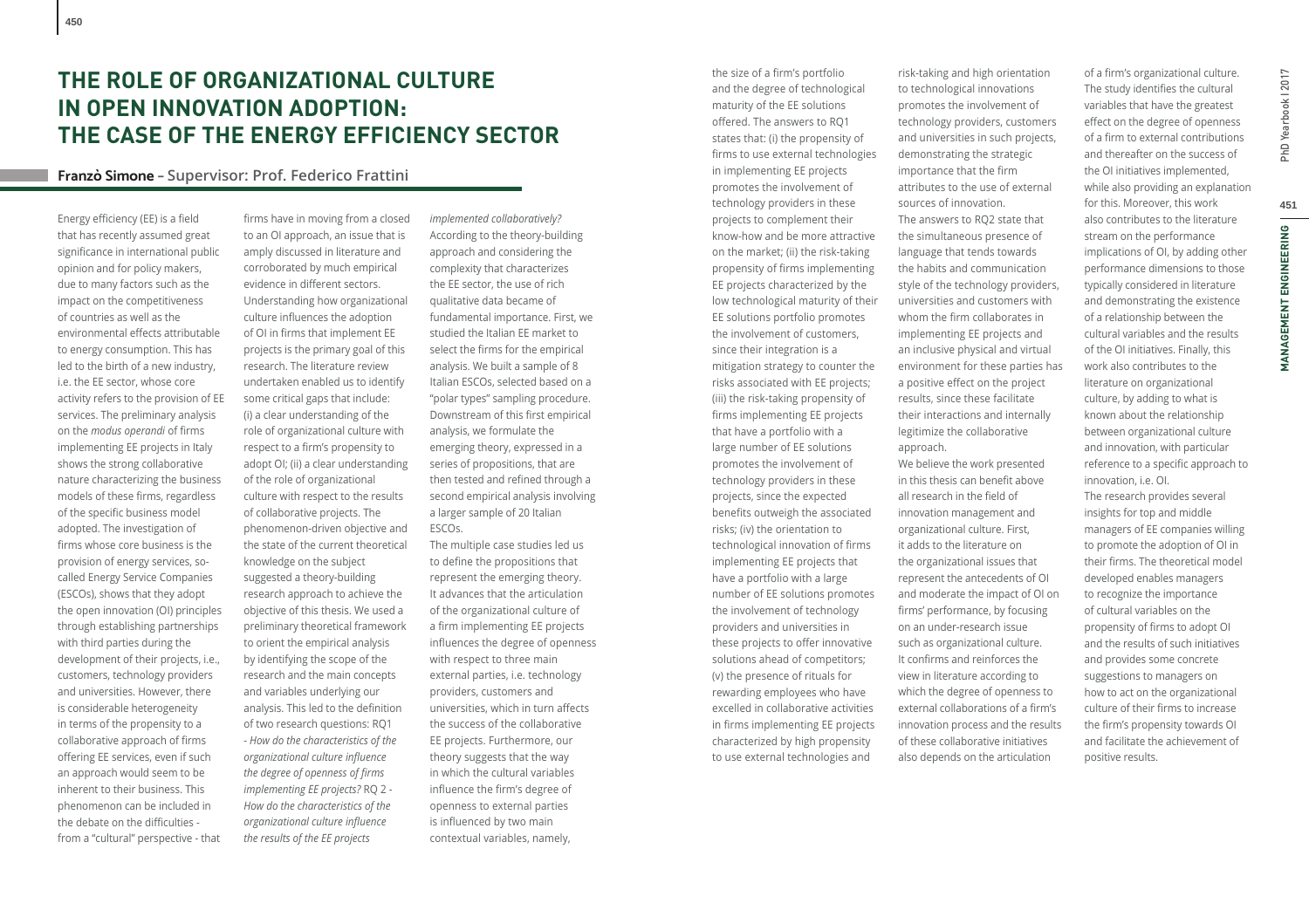# THE ROLE OF ORGANIZATIONAL CULTURE IN OPEN INNOVATION ADOPTION: THE CASE OF THE ENERGY EFFICIENCY SECTOR

**Franzò Simone – Supervisor: Prof. Federico Frattini**

Energy efficiency (EE) is a field that has recently assumed great significance in international public opinion and for policy makers, due to many factors such as the impact on the competitiveness of countries as well as the environmental effects attributable to energy consumption. This has led to the birth of a new industry, i.e. the EE sector, whose core activity refers to the provision of EE services. The preliminary analysis on the *modus operandi* of firms implementing EE projects in Italy shows the strong collaborative nature characterizing the business models of these firms, regardless of the specific business model adopted. The investigation of firms whose core business is the provision of energy services, so-called Energy Service Companies (ESCOs), shows that they adopt the open innovation (OI) principles through establishing partnerships with third parties during the development of their projects, i.e., customers, technology providers and universities. However, there is considerable heterogeneity in terms of the propensity to a collaborative approach of firms offering EE services, even if such an approach would seem to be inherent to their business. This phenomenon can be included in the debate on the difficulties - from a "cultural" perspective - that firms have in moving from a closed to an OI approach, an issue that is amply discussed in literature and corroborated by much empirical evidence in different sectors.

Understanding how organizational culture influences the adoption of OI in firms that implement EE projects is the primary goal of this research. The literature review undertaken enabled us to identify some critical gaps that include: (i) a clear understanding of the role of organizational culture with respect to a firm's propensity to adopt OI; (ii) a clear understanding of the role of organizational culture with respect to the results of collaborative projects. The phenomenon-driven objective and the state of the current theoretical knowledge on the subject suggested a theory-building research approach to achieve the objective of this thesis. We used a preliminary theoretical framework to orient the empirical analysis by identifying the scope of the research and the main concepts and variables underlying our analysis. This led to the definition of two research questions: RQ1 - *How do the characteristics of the organizational culture influence the degree of openness of firms implementing EE projects?* RQ 2 - *How do the characteristics of the organizational culture influence the results of the EE projects implemented collaboratively?*

According to the theory-building approach and considering the complexity that characterizes the EE sector, the use of rich qualitative data became of fundamental importance. First, we studied the Italian EE market to select the firms for the empirical analysis. We built a sample of 8 Italian ESCOs, selected based on a "polar types" sampling procedure. Downstream of this first empirical analysis, we formulate the emerging theory, expressed in a series of propositions, that are then tested and refined through a second empirical analysis involving a larger sample of 20 Italian ESCOs.

The multiple case studies led us to define the propositions that represent the emerging theory. It advances that the articulation of the organizational culture of a firm implementing EE projects influences the degree of openness with respect to three main external parties, i.e. technology providers, customers and universities, which in turn affects the success of the collaborative EE projects. Furthermore, our theory suggests that the way in which the cultural variables influence the firm's degree of openness to external parties is influenced by two main contextual variables, namely, the size of a firm's portfolio and the degree of technological maturity of the EE solutions offered. The answers to RQ1 states that: (i) the propensity of firms to use external technologies in implementing EE projects promotes the involvement of technology providers in these projects to complement their know-how and be more attractive on the market; (ii) the risk-taking propensity of firms implementing EE projects characterized by the low technological maturity of their EE solutions portfolio promotes the involvement of customers, since their integration is a mitigation strategy to counter the risks associated with EE projects; (iii) the risk-taking propensity of firms implementing EE projects that have a portfolio with a large number of EE solutions promotes the involvement of technology providers in these projects, since the expected benefits outweigh the associated risks; (iv) the orientation to technological innovation of firms implementing EE projects that have a portfolio with a large number of EE solutions promotes the involvement of technology providers and universities in these projects to offer innovative solutions ahead of competitors; (v) the presence of rituals for rewarding employees who have excelled in collaborative activities in firms implementing EE projects characterized by high propensity to use external technologies and risk-taking and high orientation to technological innovations promotes the involvement of technology providers, customers and universities in such projects, demonstrating the strategic importance that the firm attributes to the use of external sources of innovation.

The answers to RQ2 state that the simultaneous presence of language that tends towards the habits and communication style of the technology providers, universities and customers with whom the firm collaborates in implementing EE projects and an inclusive physical and virtual environment for these parties has a positive effect on the project results, since these facilitate their interactions and internally legitimize the collaborative approach.

We believe the work presented in this thesis can benefit above all research in the field of innovation management and organizational culture. First, it adds to the literature on the organizational issues that represent the antecedents of OI and moderate the impact of OI on firms' performance, by focusing on an under-research issue such as organizational culture. It confirms and reinforces the view in literature according to which the degree of openness to external collaborations of a firm's innovation process and the results of these collaborative initiatives also depends on the articulation of a firm's organizational culture. The study identifies the cultural variables that have the greatest effect on the degree of openness of a firm to external contributions and thereafter on the success of the OI initiatives implemented, while also providing an explanation for this. Moreover, this work also contributes to the literature stream on the performance implications of OI, by adding other performance dimensions to those typically considered in literature and demonstrating the existence of a relationship between the cultural variables and the results of the OI initiatives. Finally, this work also contributes to the literature on organizational culture, by adding to what is known about the relationship between organizational culture and innovation, with particular reference to a specific approach to innovation, i.e. OI.

The research provides several insights for top and middle managers of EE companies willing to promote the adoption of OI in their firms. The theoretical model developed enables managers to recognize the importance of cultural variables on the propensity of firms to adopt OI and the results of such initiatives and provides some concrete suggestions to managers on how to act on the organizational culture of their firms to increase the firm's propensity towards OI and facilitate the achievement of positive results.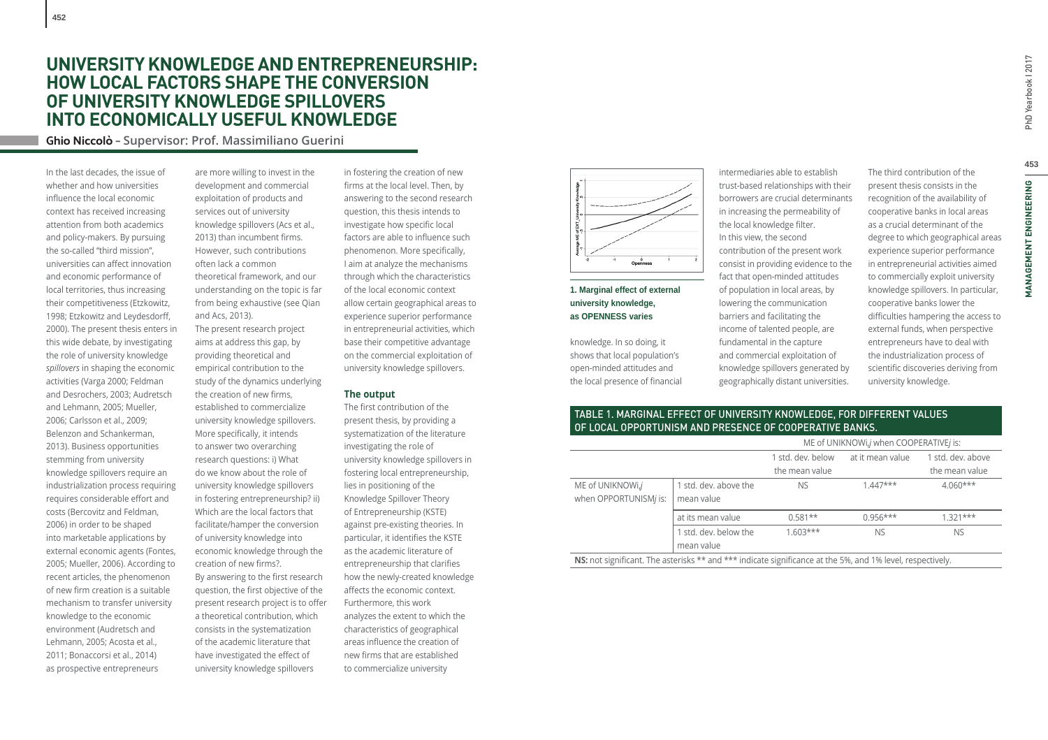# UNIVERSITY KNOWLEDGE AND ENTREPRENEURSHIP: HOW LOCAL FACTORS SHAPE THE CONVERSION OF UNIVERSITY KNOWLEDGE SPILLOVERS INTO ECONOMICALLY USEFUL KNOWLEDGE

**Ghio Niccolò – Supervisor: Prof. Massimiliano Guerini**

In the last decades, the issue of whether and how universities influence the local economic context has received increasing attention from both academics and policy-makers. By pursuing the so-called "third mission", universities can affect innovation and economic performance of local territories, thus increasing their competitiveness (Etzkowitz, 1998; Etzkowitz and Leydesdorff, 2000). The present thesis enters in this wide debate, by investigating the role of university knowledge *spillovers* in shaping the economic activities (Varga 2000; Feldman and Desrochers, 2003; Audretsch and Lehmann, 2005; Mueller, 2006; Carlsson et al., 2009; Belenzon and Schankerman, 2013). Business opportunities stemming from university knowledge spillovers require an industrialization process requiring requires considerable effort and costs (Bercovitz and Feldman, 2006) in order to be shaped into marketable applications by external economic agents (Fontes, 2005; Mueller, 2006). According to recent articles, the phenomenon of new firm creation is a suitable mechanism to transfer university knowledge to the economic environment (Audretsch and Lehmann, 2005; Acosta et al., 2011; Bonaccorsi et al., 2014) as prospective entrepreneurs are more willing to invest in the development and commercial exploitation of products and services out of university knowledge spillovers (Acs et al., 2013) than incumbent firms. However, such contributions often lack a common theoretical framework, and our understanding on the topic is far from being exhaustive (see Qian and Acs, 2013).

The present research project aims at address this gap, by providing theoretical and empirical contribution to the study of the dynamics underlying the creation of new firms, established to commercialize university knowledge spillovers. More specifically, it intends to answer two overarching research questions: i) What do we know about the role of university knowledge spillovers in fostering entrepreneurship? ii) Which are the local factors that facilitate/hamper the conversion of university knowledge into economic knowledge through the creation of new firms?.

By answering to the first research question, the first objective of the present research project is to offer a theoretical contribution, which consists in the systematization of the academic literature that have investigated the effect of university knowledge spillovers in fostering the creation of new firms at the local level. Then, by answering to the second research question, this thesis intends to investigate how specific local factors are able to influence such phenomenon. More specifically, I aim at analyze the mechanisms through which the characteristics of the local economic context allow certain geographical areas to experience superior performance in entrepreneurial activities, which base their competitive advantage on the commercial exploitation of university knowledge spillovers.

## The output

The first contribution of the present thesis, by providing a systematization of the literature investigating the role of university knowledge spillovers in fostering local entrepreneurship, lies in positioning of the Knowledge Spillover Theory of Entrepreneurship (KSTE) against pre-existing theories. In particular, it identifies the KSTE as the academic literature of entrepreneurship that clarifies how the newly-created knowledge affects the economic context. Furthermore, this work analyzes the extent to which the characteristics of geographical areas influence the creation of new firms that are established to commercialize university knowledge. In so doing, it shows that local population's open-minded attitudes and the local presence of financial intermediaries able to establish trust-based relationships with their borrowers are crucial determinants in increasing the permeability of the local knowledge filter.

In this view, the second contribution of the present work consist in providing evidence to the fact that open-minded attitudes of population in local areas, by lowering the communication barriers and facilitating the income of talented people, are fundamental in the capture and commercial exploitation of knowledge spillovers generated by geographically distant universities.

The third contribution of the present thesis consists in the recognition of the availability of cooperative banks in local areas as a crucial determinant of the degree to which geographical areas experience superior performance in entrepreneurial activities aimed to commercially exploit university knowledge spillovers. In particular, cooperative banks lower the difficulties hampering the access to external funds, when perspective entrepreneurs have to deal with the industrialization process of scientific discoveries deriving from university knowledge.

**1. Marginal effect of external university knowledge, as OPENNESS varies**

**TABLE 1. MARGINAL EFFECT OF UNIVERSITY KNOWLEDGE, FOR DIFFERENT VALUES OF LOCAL OPPORTUNISM AND PRESENCE OF COOPERATIVE BANKS.**

| | | ME of UNIKNOWi,*j* when COOPERATIVE*j* is: | | |
|---|---|---|---|---|
| | | 1 std. dev. below the mean value | at it mean value | 1 std. dev. above the mean value |
| ME of UNIKNOWi,*j* when OPPORTUNISM*j* is: | 1 std. dev. above the mean value | NS | 1.447*** | 4.060*** |
| | at its mean value | 0.581** | 0.956*** | 1.321*** |
| | 1 std. dev. below the mean value | 1.603*** | NS | NS |

**NS:** not significant. The asterisks ** and *** indicate significance at the 5%, and 1% level, respectively.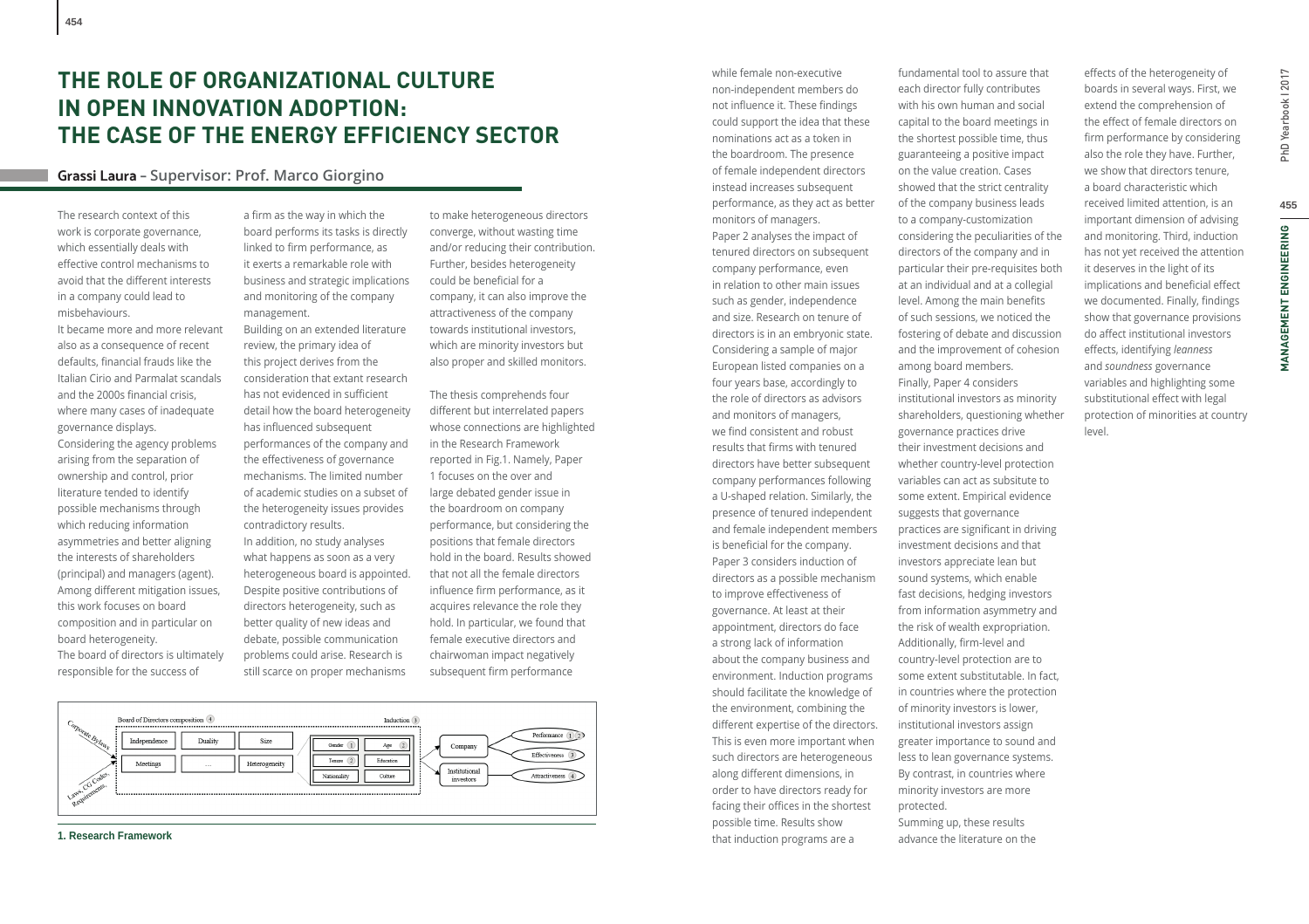# THE ROLE OF ORGANIZATIONAL CULTURE IN OPEN INNOVATION ADOPTION: THE CASE OF THE ENERGY EFFICIENCY SECTOR

**Grassi Laura** – Supervisor: Prof. Marco Giorgino

The research context of this work is corporate governance, which essentially deals with effective control mechanisms to avoid that the different interests in a company could lead to misbehaviours.

It became more and more relevant also as a consequence of recent defaults, financial frauds like the Italian Cirio and Parmalat scandals and the 2000s financial crisis, where many cases of inadequate governance displays.

Considering the agency problems arising from the separation of ownership and control, prior literature tended to identify possible mechanisms through which reducing information asymmetries and better aligning the interests of shareholders (principal) and managers (agent). Among different mitigation issues, this work focuses on board composition and in particular on board heterogeneity.

The board of directors is ultimately responsible for the success of a firm as the way in which the board performs its tasks is directly linked to firm performance, as it exerts a remarkable role with business and strategic implications and monitoring of the company management.

Building on an extended literature review, the primary idea of this project derives from the consideration that extant research has not evidenced in sufficient detail how the board heterogeneity has influenced subsequent performances of the company and the effectiveness of governance mechanisms. The limited number of academic studies on a subset of the heterogeneity issues provides contradictory results.

In addition, no study analyses what happens as soon as a very heterogeneous board is appointed. Despite positive contributions of directors heterogeneity, such as better quality of new ideas and debate, possible communication problems could arise. Research is still scarce on proper mechanisms to make heterogeneous directors converge, without wasting time and/or reducing their contribution. Further, besides heterogeneity could be beneficial for a company, it can also improve the attractiveness of the company towards institutional investors, which are minority investors but also proper and skilled monitors.

The thesis comprehends four different but interrelated papers whose connections are highlighted in the Research Framework reported in Fig.1. Namely, Paper 1 focuses on the over and large debated gender issue in the boardroom on company performance, but considering the positions that female directors hold in the board. Results showed that not all the female directors influence firm performance, as it acquires relevance the role they hold. In particular, we found that female executive directors and chairwoman impact negatively subsequent firm performance while female non-executive non-independent members do not influence it. These findings could support the idea that these nominations act as a token in the boardroom. The presence of female independent directors instead increases subsequent performance, as they act as better monitors of managers.

Paper 2 analyses the impact of tenured directors on subsequent company performance, even in relation to other main issues such as gender, independence and size. Research on tenure of directors is in an embryonic state. Considering a sample of major European listed companies on a four years base, accordingly to the role of directors as advisors and monitors of managers, we find consistent and robust results that firms with tenured directors have better subsequent company performances following a U-shaped relation. Similarly, the presence of tenured independent and female independent members is beneficial for the company.

Paper 3 considers induction of directors as a possible mechanism to improve effectiveness of governance. At least at their appointment, directors do face a strong lack of information about the company business and environment. Induction programs should facilitate the knowledge of the environment, combining the different expertise of the directors. This is even more important when such directors are heterogeneous along different dimensions, in order to have directors ready for facing their offices in the shortest possible time. Results show that induction programs are a fundamental tool to assure that each director fully contributes with his own human and social capital to the board meetings in the shortest possible time, thus guaranteeing a positive impact on the value creation. Cases showed that the strict centrality of the company business leads to a company-customization considering the peculiarities of the directors of the company and in particular their pre-requisites both at an individual and at a collegial level. Among the main benefits of such sessions, we noticed the fostering of debate and discussion and the improvement of cohesion among board members.

Finally, Paper 4 considers institutional investors as minority shareholders, questioning whether governance practices drive their investment decisions and whether country-level protection variables can act as subsitute to some extent. Empirical evidence suggests that governance practices are significant in driving investment decisions and that investors appreciate lean but sound systems, which enable fast decisions, hedging investors from information asymmetry and the risk of wealth expropriation. Additionally, firm-level and country-level protection are to some extent substitutable. In fact, in countries where the protection of minority investors is lower, institutional investors assign greater importance to sound and less to lean governance systems. By contrast, in countries where minority investors are more protected.

Summing up, these results advance the literature on the effects of the heterogeneity of boards in several ways. First, we extend the comprehension of the effect of female directors on firm performance by considering also the role they have. Further, we show that directors tenure, a board characteristic which received limited attention, is an important dimension of advising and monitoring. Third, induction has not yet received the attention it deserves in the light of its implications and beneficial effect we documented. Finally, findings show that governance provisions do affect institutional investors effects, identifying *leanness* and *soundness* governance variables and highlighting some substitutional effect with legal protection of minorities at country level.

1. Research Framework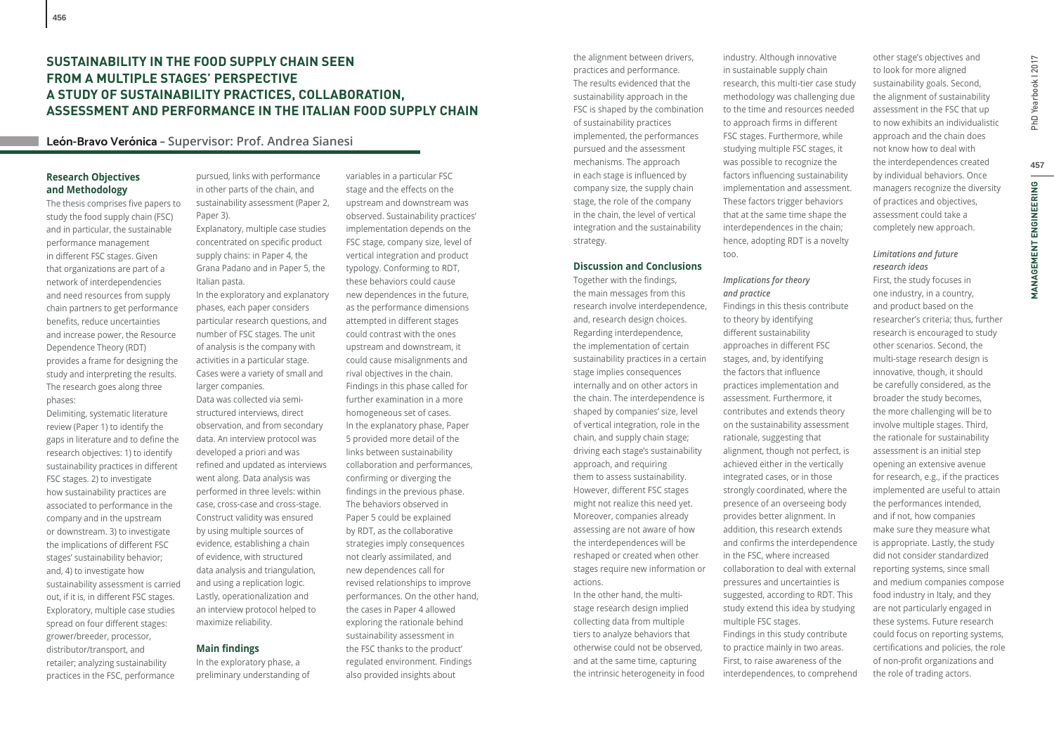# SUSTAINABILITY IN THE FOOD SUPPLY CHAIN SEEN FROM A MULTIPLE STAGES' PERSPECTIVE A STUDY OF SUSTAINABILITY PRACTICES, COLLABORATION, ASSESSMENT AND PERFORMANCE IN THE ITALIAN FOOD SUPPLY CHAIN

**León-Bravo Verónica – Supervisor: Prof. Andrea Sianesi**

### Research Objectives and Methodology

The thesis comprises five papers to study the food supply chain (FSC) and in particular, the sustainable performance management in different FSC stages. Given that organizations are part of a network of interdependencies and need resources from supply chain partners to get performance benefits, reduce uncertainties and increase power, the Resource Dependence Theory (RDT) provides a frame for designing the study and interpreting the results. The research goes along three phases:

Delimiting, systematic literature review (Paper 1) to identify the gaps in literature and to define the research objectives: 1) to identify sustainability practices in different FSC stages. 2) to investigate how sustainability practices are associated to performance in the company and in the upstream or downstream. 3) to investigate the implications of different FSC stages' sustainability behavior; and, 4) to investigate how sustainability assessment is carried out, if it is, in different FSC stages. Exploratory, multiple case studies spread on four different stages: grower/breeder, processor, distributor/transport, and retailer; analyzing sustainability practices in the FSC, performance pursued, links with performance in other parts of the chain, and sustainability assessment (Paper 2, Paper 3).

Explanatory, multiple case studies concentrated on specific product supply chains: in Paper 4, the Grana Padano and in Paper 5, the Italian pasta.

In the exploratory and explanatory phases, each paper considers particular research questions, and number of FSC stages. The unit of analysis is the company with activities in a particular stage. Cases were a variety of small and larger companies.

Data was collected via semi-structured interviews, direct observation, and from secondary data. An interview protocol was developed a priori and was refined and updated as interviews went along. Data analysis was performed in three levels: within case, cross-case and cross-stage. Construct validity was ensured by using multiple sources of evidence, establishing a chain of evidence, with structured data analysis and triangulation, and using a replication logic. Lastly, operationalization and an interview protocol helped to maximize reliability.

### Main findings

In the exploratory phase, a preliminary understanding of variables in a particular FSC stage and the effects on the upstream and downstream was observed. Sustainability practices' implementation depends on the FSC stage, company size, level of vertical integration and product typology. Conforming to RDT, these behaviors could cause new dependences in the future, as the performance dimensions attempted in different stages could contrast with the ones upstream and downstream, it could cause misalignments and rival objectives in the chain. Findings in this phase called for further examination in a more homogeneous set of cases.

In the explanatory phase, Paper 5 provided more detail of the links between sustainability collaboration and performances, confirming or diverging the findings in the previous phase. The behaviors observed in Paper 5 could be explained by RDT, as the collaborative strategies imply consequences not clearly assimilated, and new dependences call for revised relationships to improve performances. On the other hand, the cases in Paper 4 allowed exploring the rationale behind sustainability assessment in the FSC thanks to the product' regulated environment. Findings also provided insights about the alignment between drivers, practices and performance.

The results evidenced that the sustainability approach in the FSC is shaped by the combination of sustainability practices implemented, the performances pursued and the assessment mechanisms. The approach in each stage is influenced by company size, the supply chain stage, the role of the company in the chain, the level of vertical integration and the sustainability strategy.

### Discussion and Conclusions

Together with the findings, the main messages from this research involve interdependence, and, research design choices. Regarding interdependence, the implementation of certain sustainability practices in a certain stage implies consequences internally and on other actors in the chain. The interdependence is shaped by companies' size, level of vertical integration, role in the chain, and supply chain stage; driving each stage's sustainability approach, and requiring them to assess sustainability. However, different FSC stages might not realize this need yet. Moreover, companies already assessing are not aware of how the interdependences will be reshaped or created when other stages require new information or actions.

In the other hand, the multi-stage research design implied collecting data from multiple tiers to analyze behaviors that otherwise could not be observed, and at the same time, capturing the intrinsic heterogeneity in food industry. Although innovative in sustainable supply chain research, this multi-tier case study methodology was challenging due to the time and resources needed to approach firms in different FSC stages. Furthermore, while studying multiple FSC stages, it was possible to recognize the factors influencing sustainability implementation and assessment. These factors trigger behaviors that at the same time shape the interdependences in the chain; hence, adopting RDT is a novelty too.

#### *Implications for theory and practice*

Findings in this thesis contribute to theory by identifying different sustainability approaches in different FSC stages, and, by identifying the factors that influence practices implementation and assessment. Furthermore, it contributes and extends theory on the sustainability assessment rationale, suggesting that alignment, though not perfect, is achieved either in the vertically integrated cases, or in those strongly coordinated, where the presence of an overseeing body provides better alignment. In addition, this research extends and confirms the interdependence in the FSC, where increased collaboration to deal with external pressures and uncertainties is suggested, according to RDT. This study extend this idea by studying multiple FSC stages.

Findings in this study contribute to practice mainly in two areas. First, to raise awareness of the interdependences, to comprehend other stage's objectives and to look for more aligned sustainability goals. Second, the alignment of sustainability assessment in the FSC that up to now exhibits an individualistic approach and the chain does not know how to deal with the interdependences created by individual behaviors. Once managers recognize the diversity of practices and objectives, assessment could take a completely new approach.

#### *Limitations and future research ideas*

First, the study focuses in one industry, in a country, and product based on the researcher's criteria; thus, further research is encouraged to study other scenarios. Second, the multi-stage research design is innovative, though, it should be carefully considered, as the broader the study becomes, the more challenging will be to involve multiple stages. Third, the rationale for sustainability assessment is an initial step opening an extensive avenue for research, e.g., if the practices implemented are useful to attain the performances intended, and if not, how companies make sure they measure what is appropriate. Lastly, the study did not consider standardized reporting systems, since small and medium companies compose food industry in Italy, and they are not particularly engaged in these systems. Future research could focus on reporting systems, certifications and policies, the role of non-profit organizations and the role of trading actors.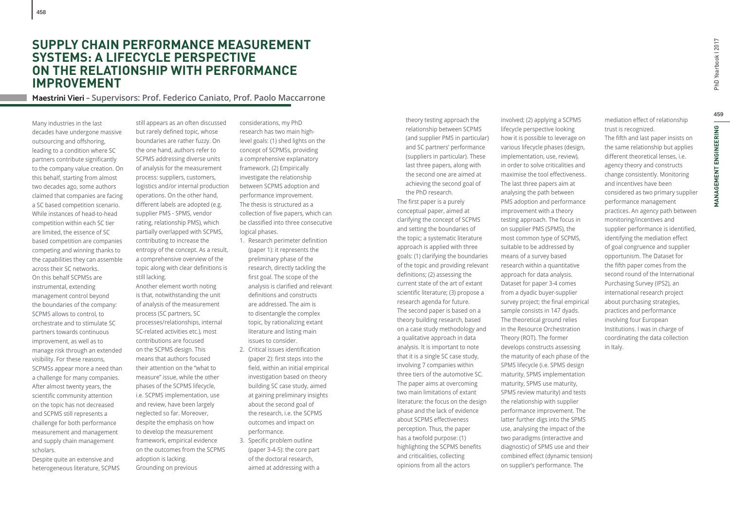# SUPPLY CHAIN PERFORMANCE MEASUREMENT SYSTEMS: A LIFECYCLE PERSPECTIVE ON THE RELATIONSHIP WITH PERFORMANCE IMPROVEMENT

**Maestrini Vieri – Supervisors: Prof. Federico Caniato, Prof. Paolo Maccarrone**

Many industries in the last decades have undergone massive outsourcing and offshoring, leading to a condition where SC partners contribute significantly to the company value creation. On this behalf, starting from almost two decades ago, some authors claimed that companies are facing a SC based competition scenario. While instances of head-to-head competition within each SC tier are limited, the essence of SC based competition are companies competing and winning thanks to the capabilities they can assemble across their SC networks.

On this behalf SCPMSs are instrumental, extending management control beyond the boundaries of the company: SCPMS allows to control, to orchestrate and to stimulate SC partners towards continuous improvement, as well as to manage risk through an extended visibility. For these reasons, SCPMSs appear more a need than a challenge for many companies. After almost twenty years, the scientific community attention on the topic has not decreased and SCPMS still represents a challenge for both performance measurement and management and supply chain management scholars.

Despite quite an extensive and heterogeneous literature, SCPMS still appears as an often discussed but rarely defined topic, whose boundaries are rather fuzzy. On the one hand, authors refer to SCPMS addressing diverse units of analysis for the measurement process: suppliers, customers, logistics and/or internal production operations. On the other hand, different labels are adopted (e.g. supplier PMS - SPMS, vendor rating, relationship PMS), which partially overlapped with SCPMS, contributing to increase the entropy of the concept. As a result, a comprehensive overview of the topic along with clear definitions is still lacking.

Another element worth noting is that, notwithstanding the unit of analysis of the measurement process (SC partners, SC processes/relationships, internal SC-related activities etc.), most contributions are focused on the SCPMS design. This means that authors focused their attention on the "what to measure" issue, while the other phases of the SCPMS lifecycle, i.e. SCPMS implementation, use and review, have been largely neglected so far. Moreover, despite the emphasis on how to develop the measurement framework, empirical evidence on the outcomes from the SCPMS adoption is lacking.

Grounding on previous considerations, my PhD research has two main high-level goals: (1) shed lights on the concept of SCPMSs, providing a comprehensive explanatory framework. (2) Empirically investigate the relationship between SCPMS adoption and performance improvement. The thesis is structured as a collection of five papers, which can be classified into three consecutive logical phases.

1. Research perimeter definition (paper 1): it represents the preliminary phase of the research, directly tackling the first goal. The scope of the analysis is clarified and relevant definitions and constructs are addressed. The aim is to disentangle the complex topic, by rationalizing extant literature and listing main issues to consider.
2. Critical issues identification (paper 2): first steps into the field, within an initial empirical investigation based on theory building SC case study, aimed at gaining preliminary insights about the second goal of the research, i.e. the SCPMS outcomes and impact on performance.
3. Specific problem outline (paper 3-4-5): the core part of the doctoral research, aimed at addressing with a theory testing approach the relationship between SCPMS (and supplier PMS in particular) and SC partners' performance (suppliers in particular). These last three papers, along with the second one are aimed at achieving the second goal of the PhD research.

The first paper is a purely conceptual paper, aimed at clarifying the concept of SCPMS and setting the boundaries of the topic; a systematic literature approach is applied with three goals: (1) clarifying the boundaries of the topic and providing relevant definitions; (2) assessing the current state of the art of extant scientific literature; (3) propose a research agenda for future.

The second paper is based on a theory building research, based on a case study methodology and a qualitative approach in data analysis. It is important to note that it is a single SC case study, involving 7 companies within three tiers of the automotive SC. The paper aims at overcoming two main limitations of extant literature: the focus on the design phase and the lack of evidence about SCPMS effectiveness perception. Thus, the paper has a twofold purpose: (1) highlighting the SCPMS benefits and criticalities, collecting opinions from all the actors involved; (2) applying a SCPMS lifecycle perspective looking how it is possible to leverage on various lifecycle phases (design, implementation, use, review), in order to solve criticalities and maximise the tool effectiveness.

The last three papers aim at analysing the path between PMS adoption and performance improvement with a theory testing approach. The focus in on supplier PMS (SPMS), the most common type of SCPMS, suitable to be addressed by means of a survey based research within a quantitative approach for data analysis. Dataset for paper 3-4 comes from a dyadic buyer-supplier survey project; the final empirical sample consists in 147 dyads. The theoretical ground relies in the Resource Orchestration Theory (ROT). The former develops constructs assessing the maturity of each phase of the SPMS lifecycle (i.e. SPMS design maturity, SPMS implementation maturity, SPMS use maturity, SPMS review maturity) and tests the relationship with supplier performance improvement. The latter further digs into the SPMS use, analysing the impact of the two paradigms (interactive and diagnostic) of SPMS use and their combined effect (dynamic tension) on supplier's performance. The mediation effect of relationship trust is recognized.

The fifth and last paper insists on the same relationship but applies different theoretical lenses, i.e. agency theory and constructs change consistently. Monitoring and incentives have been considered as two primary supplier performance management practices. An agency path between monitoring/incentives and supplier performance is identified, identifying the mediation effect of goal congruence and supplier opportunism. The Dataset for the fifth paper comes from the second round of the International Purchasing Survey (IPS2), an international research project about purchasing strategies, practices and performance involving four European Institutions. I was in charge of coordinating the data collection in Italy.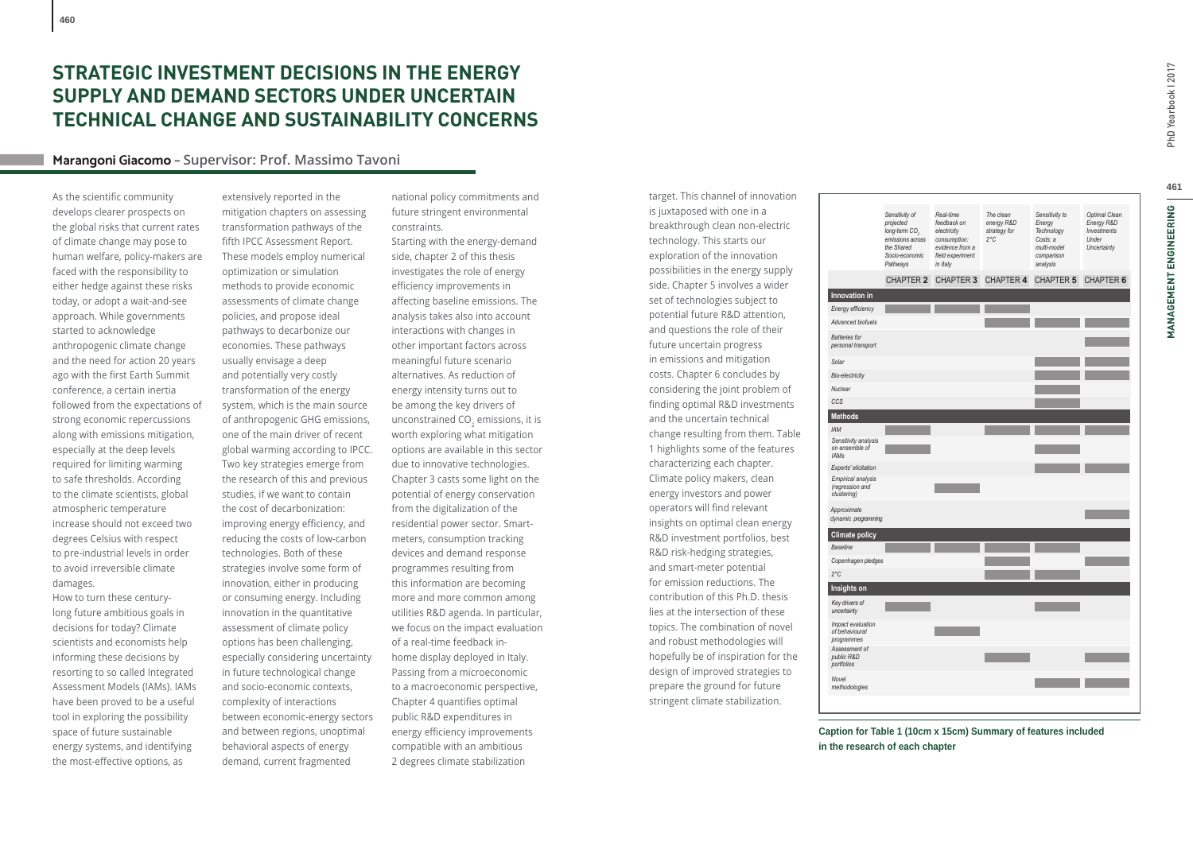# STRATEGIC INVESTMENT DECISIONS IN THE ENERGY SUPPLY AND DEMAND SECTORS UNDER UNCERTAIN TECHNICAL CHANGE AND SUSTAINABILITY CONCERNS

**Marangoni Giacomo** – Supervisor: Prof. Massimo Tavoni

As the scientific community develops clearer prospects on the global risks that current rates of climate change may pose to human welfare, policy-makers are faced with the responsibility to either hedge against these risks today, or adopt a wait-and-see approach. While governments started to acknowledge anthropogenic climate change and the need for action 20 years ago with the first Earth Summit conference, a certain inertia followed from the expectations of strong economic repercussions along with emissions mitigation, especially at the deep levels required for limiting warming to safe thresholds. According to the climate scientists, global atmospheric temperature increase should not exceed two degrees Celsius with respect to pre-industrial levels in order to avoid irreversible climate damages.

How to turn these century-long future ambitious goals in decisions for today? Climate scientists and economists help informing these decisions by resorting to so called Integrated Assessment Models (IAMs). IAMs have been proved to be a useful tool in exploring the possibility space of future sustainable energy systems, and identifying the most-effective options, as extensively reported in the mitigation chapters on assessing transformation pathways of the fifth IPCC Assessment Report. These models employ numerical optimization or simulation methods to provide economic assessments of climate change policies, and propose ideal pathways to decarbonize our economies. These pathways usually envisage a deep and potentially very costly transformation of the energy system, which is the main source of anthropogenic GHG emissions, one of the main driver of recent global warming according to IPCC. Two key strategies emerge from the research of this and previous studies, if we want to contain the cost of decarbonization: improving energy efficiency, and reducing the costs of low-carbon technologies. Both of these strategies involve some form of innovation, either in producing or consuming energy. Including innovation in the quantitative assessment of climate policy options has been challenging, especially considering uncertainty in future technological change and socio-economic contexts, complexity of interactions between economic-energy sectors and between regions, unoptimal behavioral aspects of energy demand, current fragmented national policy commitments and future stringent environmental constraints.

Starting with the energy-demand side, chapter 2 of this thesis investigates the role of energy efficiency improvements in affecting baseline emissions. The analysis takes also into account interactions with changes in other important factors across meaningful future scenario alternatives. As reduction of energy intensity turns out to be among the key drivers of unconstrained $CO_2$ emissions, it is worth exploring what mitigation options are available in this sector due to innovative technologies. Chapter 3 casts some light on the potential of energy conservation from the digitalization of the residential power sector. Smart-meters, consumption tracking devices and demand response programmes resulting from this information are becoming more and more common among utilities R&D agenda. In particular, we focus on the impact evaluation of a real-time feedback in-home display deployed in Italy. Passing from a microeconomic to a macroeconomic perspective, Chapter 4 quantifies optimal public R&D expenditures in energy efficiency improvements compatible with an ambitious 2 degrees climate stabilization target. This channel of innovation is juxtaposed with one in a breakthrough clean non-electric technology. This starts our exploration of the innovation possibilities in the energy supply side. Chapter 5 involves a wider set of technologies subject to potential future R&D attention, and questions the role of their future uncertain progress in emissions and mitigation costs. Chapter 6 concludes by considering the joint problem of finding optimal R&D investments and the uncertain technical change resulting from them. Table 1 highlights some of the features characterizing each chapter. Climate policy makers, clean energy investors and power operators will find relevant insights on optimal clean energy R&D investment portfolios, best R&D risk-hedging strategies, and smart-meter potential for emission reductions. The contribution of this Ph.D. thesis lies at the intersection of these topics. The combination of novel and robust methodologies will hopefully be of inspiration for the design of improved strategies to prepare the ground for future stringent climate stabilization.

| | *Sensitivity of projected long-term $CO_2$ emissions across the Shared Socio-economic Pathways* | *Real-time feedback on electricity consumption: evidence from a field experiment in Italy* | *The clean energy R&D strategy for 2°C* | *Sensitivity to Energy Technology Costs: a multi-model comparison analysis* | *Optimal Clean Energy R&D Investments Under Uncertainty* |
|---|---|---|---|---|---|
| | CHAPTER 2 | CHAPTER 3 | CHAPTER 4 | CHAPTER 5 | CHAPTER 6 |
| **Innovation in** | | | | | |
| *Energy efficiency* | ■ | ■ | ■ | | |
| *Advanced biofuels* | | | ■ | ■ | ■ |
| *Batteries for personal transport* | | | | | ■ |
| *Solar* | | | | ■ | ■ |
| *Bio-electricity* | | | | ■ | ■ |
| *Nuclear* | | | | ■ | |
| *CCS* | | | | ■ | |
| **Methods** | | | | | |
| *IAM* | ■ | | ■ | ■ | ■ |
| *Sensitivity analysis on ensemble of IAMs* | ■ | | | ■ | |
| *Experts' elicitation* | | | | ■ | ■ |
| *Empirical analysis (regression and clustering)* | | ■ | | | |
| *Approximate dynamic programming* | | | | | ■ |
| **Climate policy** | | | | | |
| *Baseline* | ■ | ■ | ■ | ■ | |
| *Copenhagen pledges* | | | ■ | | ■ |
| *2°C* | | | ■ | ■ | |
| **Insights on** | | | | | |
| *Key drivers of uncertainty* | ■ | | | ■ | |
| *Impact evaluation of behavioural programmes* | | ■ | | | |
| *Assessment of public R&D portfolios* | | | ■ | | ■ |
| *Novel methodologies* | | | | ■ | ■ |

**Caption for Table 1 (10cm x 15cm) Summary of features included in the research of each chapter**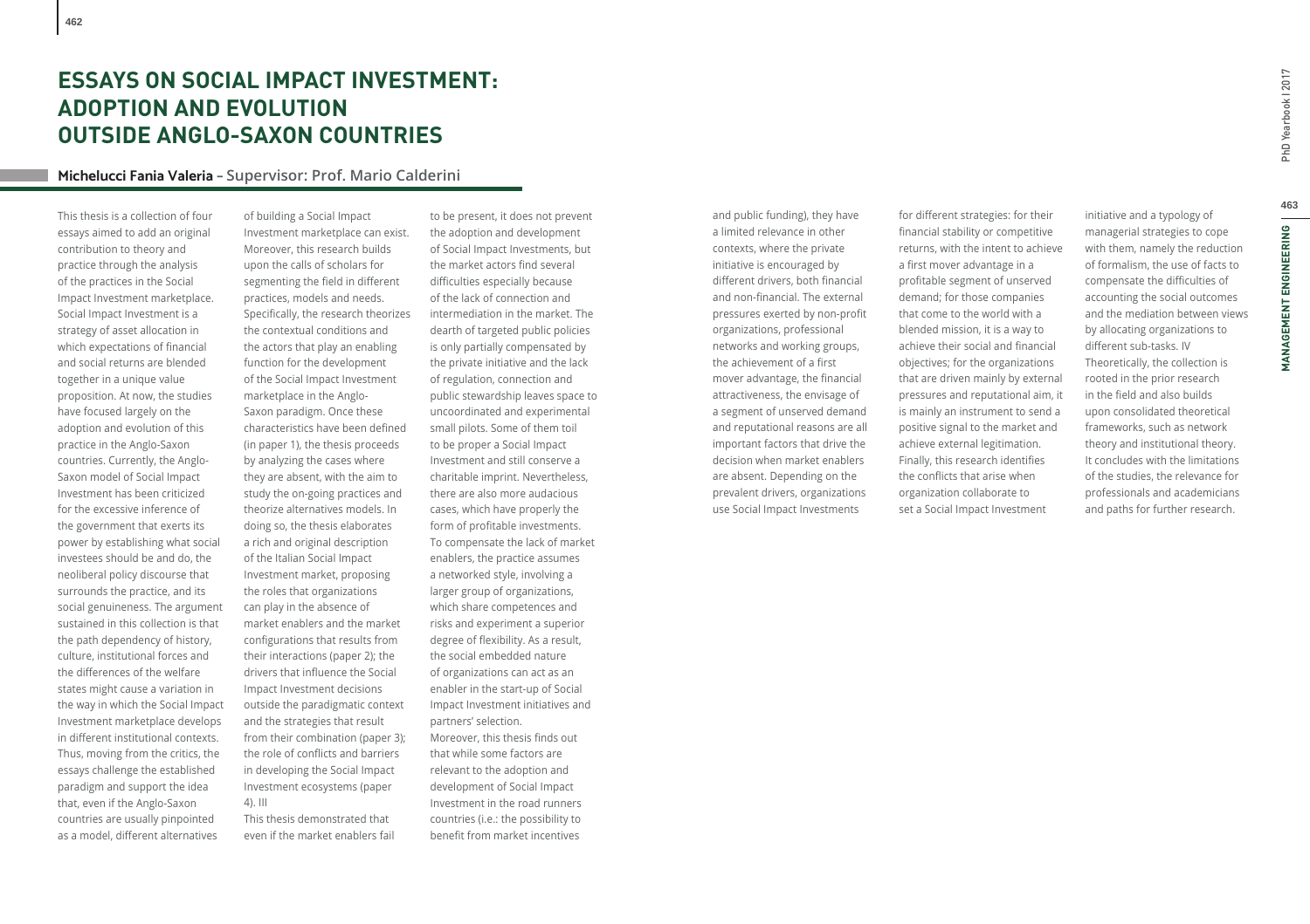# ESSAYS ON SOCIAL IMPACT INVESTMENT: ADOPTION AND EVOLUTION OUTSIDE ANGLO-SAXON COUNTRIES

**Michelucci Fania Valeria** – Supervisor: Prof. Mario Calderini

This thesis is a collection of four essays aimed to add an original contribution to theory and practice through the analysis of the practices in the Social Impact Investment marketplace. Social Impact Investment is a strategy of asset allocation in which expectations of financial and social returns are blended together in a unique value proposition. At now, the studies have focused largely on the adoption and evolution of this practice in the Anglo-Saxon countries. Currently, the Anglo-Saxon model of Social Impact Investment has been criticized for the excessive inference of the government that exerts its power by establishing what social investees should be and do, the neoliberal policy discourse that surrounds the practice, and its social genuineness. The argument sustained in this collection is that the path dependency of history, culture, institutional forces and the differences of the welfare states might cause a variation in the way in which the Social Impact Investment marketplace develops in different institutional contexts. Thus, moving from the critics, the essays challenge the established paradigm and support the idea that, even if the Anglo-Saxon countries are usually pinpointed as a model, different alternatives of building a Social Impact Investment marketplace can exist. Moreover, this research builds upon the calls of scholars for segmenting the field in different practices, models and needs. Specifically, the research theorizes the contextual conditions and the actors that play an enabling function for the development of the Social Impact Investment marketplace in the Anglo-Saxon paradigm. Once these characteristics have been defined (in paper 1), the thesis proceeds by analyzing the cases where they are absent, with the aim to study the on-going practices and theorize alternatives models. In doing so, the thesis elaborates a rich and original description of the Italian Social Impact Investment market, proposing the roles that organizations can play in the absence of market enablers and the market configurations that results from their interactions (paper 2); the drivers that influence the Social Impact Investment decisions outside the paradigmatic context and the strategies that result from their combination (paper 3); the role of conflicts and barriers in developing the Social Impact Investment ecosystems (paper 4). III

This thesis demonstrated that even if the market enablers fail to be present, it does not prevent the adoption and development of Social Impact Investments, but the market actors find several difficulties especially because of the lack of connection and intermediation in the market. The dearth of targeted public policies is only partially compensated by the private initiative and the lack of regulation, connection and public stewardship leaves space to uncoordinated and experimental small pilots. Some of them toil to be proper a Social Impact Investment and still conserve a charitable imprint. Nevertheless, there are also more audacious cases, which have properly the form of profitable investments. To compensate the lack of market enablers, the practice assumes a networked style, involving a larger group of organizations, which share competences and risks and experiment a superior degree of flexibility. As a result, the social embedded nature of organizations can act as an enabler in the start-up of Social Impact Investment initiatives and partners' selection.

Moreover, this thesis finds out that while some factors are relevant to the adoption and development of Social Impact Investment in the road runners countries (i.e.: the possibility to benefit from market incentives and public funding), they have a limited relevance in other contexts, where the private initiative is encouraged by different drivers, both financial and non-financial. The external pressures exerted by non-profit organizations, professional networks and working groups, the achievement of a first mover advantage, the financial attractiveness, the envisage of a segment of unserved demand and reputational reasons are all important factors that drive the decision when market enablers are absent. Depending on the prevalent drivers, organizations use Social Impact Investments for different strategies: for their financial stability or competitive returns, with the intent to achieve a first mover advantage in a profitable segment of unserved demand; for those companies that come to the world with a blended mission, it is a way to achieve their social and financial objectives; for the organizations that are driven mainly by external pressures and reputational aim, it is mainly an instrument to send a positive signal to the market and achieve external legitimation. Finally, this research identifies the conflicts that arise when organization collaborate to set a Social Impact Investment initiative and a typology of managerial strategies to cope with them, namely the reduction of formalism, the use of facts to compensate the difficulties of accounting the social outcomes and the mediation between views by allocating organizations to different sub-tasks. IV

Theoretically, the collection is rooted in the prior research in the field and also builds upon consolidated theoretical frameworks, such as network theory and institutional theory. It concludes with the limitations of the studies, the relevance for professionals and academicians and paths for further research.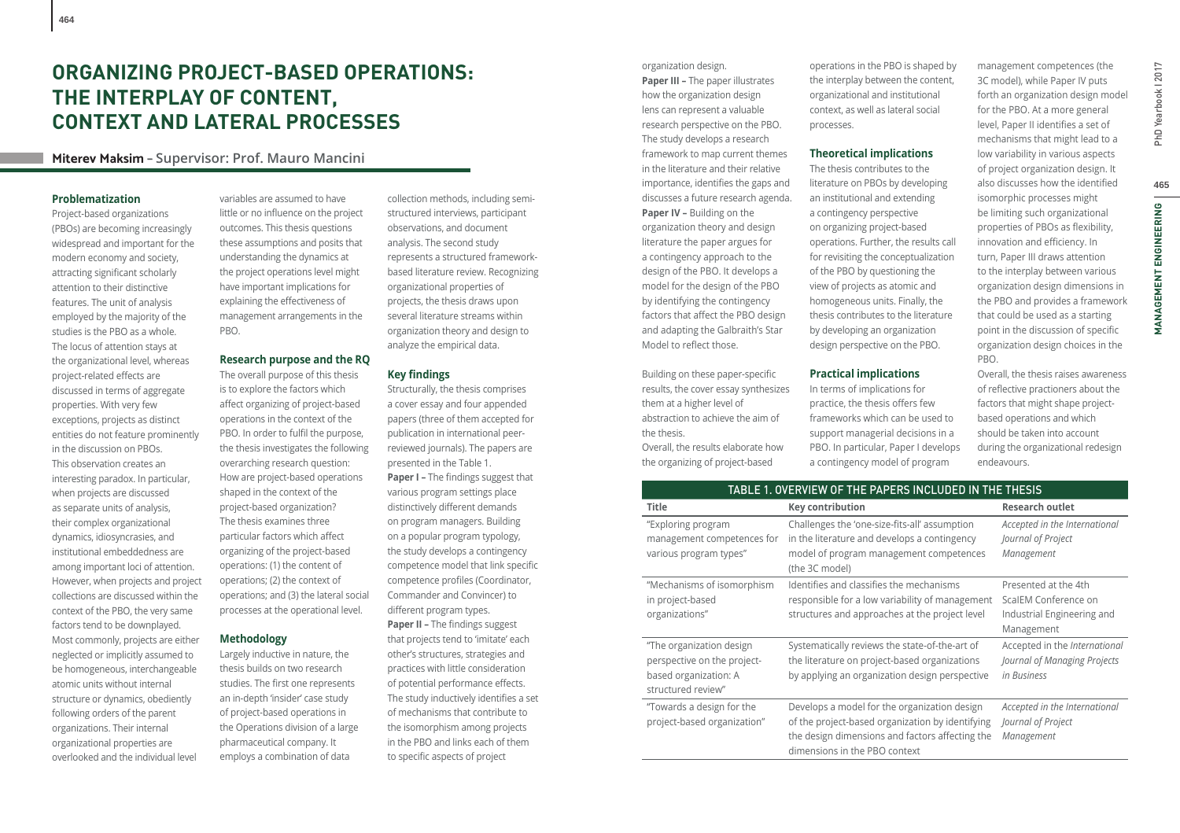# ORGANIZING PROJECT-BASED OPERATIONS: THE INTERPLAY OF CONTENT, CONTEXT AND LATERAL PROCESSES

**Miterev Maksim – Supervisor: Prof. Mauro Mancini**

### Problematization

Project-based organizations (PBOs) are becoming increasingly widespread and important for the modern economy and society, attracting significant scholarly attention to their distinctive features. The unit of analysis employed by the majority of the studies is the PBO as a whole. The locus of attention stays at the organizational level, whereas project-related effects are discussed in terms of aggregate properties. With very few exceptions, projects as distinct entities do not feature prominently in the discussion on PBOs.

This observation creates an interesting paradox. In particular, when projects are discussed as separate units of analysis, their complex organizational dynamics, idiosyncrasies, and institutional embeddedness are among important loci of attention. However, when projects and project collections are discussed within the context of the PBO, the very same factors tend to be downplayed. Most commonly, projects are either neglected or implicitly assumed to be homogeneous, interchangeable atomic units without internal structure or dynamics, obediently following orders of the parent organizations. Their internal organizational properties are overlooked and the individual level variables are assumed to have little or no influence on the project outcomes. This thesis questions these assumptions and posits that understanding the dynamics at the project operations level might have important implications for explaining the effectiveness of management arrangements in the PBO.

### Research purpose and the RQ

The overall purpose of this thesis is to explore the factors which affect organizing of project-based operations in the context of the PBO. In order to fulfil the purpose, the thesis investigates the following overarching research question: How are project-based operations shaped in the context of the project-based organization? The thesis examines three particular factors which affect organizing of the project-based operations: (1) the content of operations; (2) the context of operations; and (3) the lateral social processes at the operational level.

### Methodology

Largely inductive in nature, the thesis builds on two research studies. The first one represents an in-depth 'insider' case study of project-based operations in the Operations division of a large pharmaceutical company. It employs a combination of data collection methods, including semi-structured interviews, participant observations, and document analysis. The second study represents a structured framework-based literature review. Recognizing organizational properties of projects, the thesis draws upon several literature streams within organization theory and design to analyze the empirical data.

### Key findings

Structurally, the thesis comprises a cover essay and four appended papers (three of them accepted for publication in international peer-reviewed journals). The papers are presented in the Table 1.

**Paper I –** The findings suggest that various program settings place distinctively different demands on program managers. Building on a popular program typology, the study develops a contingency competence model that link specific competence profiles (Coordinator, Commander and Convincer) to different program types.

**Paper II –** The findings suggest that projects tend to 'imitate' each other's structures, strategies and practices with little consideration of potential performance effects. The study inductively identifies a set of mechanisms that contribute to the isomorphism among projects in the PBO and links each of them to specific aspects of project organization design.

**Paper III –** The paper illustrates how the organization design lens can represent a valuable research perspective on the PBO. The study develops a research framework to map current themes in the literature and their relative importance, identifies the gaps and discusses a future research agenda.

**Paper IV –** Building on the organization theory and design literature the paper argues for a contingency approach to the design of the PBO. It develops a model for the design of the PBO by identifying the contingency factors that affect the PBO design and adapting the Galbraith's Star Model to reflect those.

Building on these paper-specific results, the cover essay synthesizes them at a higher level of abstraction to achieve the aim of the thesis.

Overall, the results elaborate how the organizing of project-based operations in the PBO is shaped by the interplay between the content, organizational and institutional context, as well as lateral social processes.

### Theoretical implications

The thesis contributes to the literature on PBOs by developing an institutional and extending a contingency perspective on organizing project-based operations. Further, the results call for revisiting the conceptualization of the PBO by questioning the view of projects as atomic and homogeneous units. Finally, the thesis contributes to the literature by developing an organization design perspective on the PBO.

### Practical implications

In terms of implications for practice, the thesis offers two frameworks which can be used to support managerial decisions in a PBO. In particular, Paper I develops a contingency model of program management competences (the 3C model), while Paper IV puts forth an organization design model for the PBO. At a more general level, Paper II identifies a set of mechanisms that might lead to a low variability in various aspects of project organization design. It also discusses how the identified isomorphic processes might be limiting such organizational properties of PBOs as flexibility, innovation and efficiency. In turn, Paper III draws attention to the interplay between various organization design dimensions in the PBO and provides a framework that could be used as a starting point in the discussion of specific organization design choices in the PBO.

Overall, the thesis raises awareness of reflective practioners about the factors that might shape project-based operations and which should be taken into account during the organizational redesign endeavours.

**TABLE 1. OVERVIEW OF THE PAPERS INCLUDED IN THE THESIS**

| Title | Key contribution | Research outlet |
|---|---|---|
| "Exploring program management competences for various program types" | Challenges the 'one-size-fits-all' assumption in the literature and develops a contingency model of program management competences (the 3C model) | *Accepted in the International Journal of Project Management* |
| "Mechanisms of isomorphism in project-based organizations" | Identifies and classifies the mechanisms responsible for a low variability of management structures and approaches at the project level | Presented at the 4th ScalEM Conference on Industrial Engineering and Management |
| "The organization design perspective on the project-based organization: A structured review" | Systematically reviews the state-of-the-art of the literature on project-based organizations by applying an organization design perspective | Accepted in the *International Journal of Managing Projects in Business* |
| "Towards a design for the project-based organization" | Develops a model for the organization design of the project-based organization by identifying the design dimensions and factors affecting the dimensions in the PBO context | *Accepted in the International Journal of Project Management* |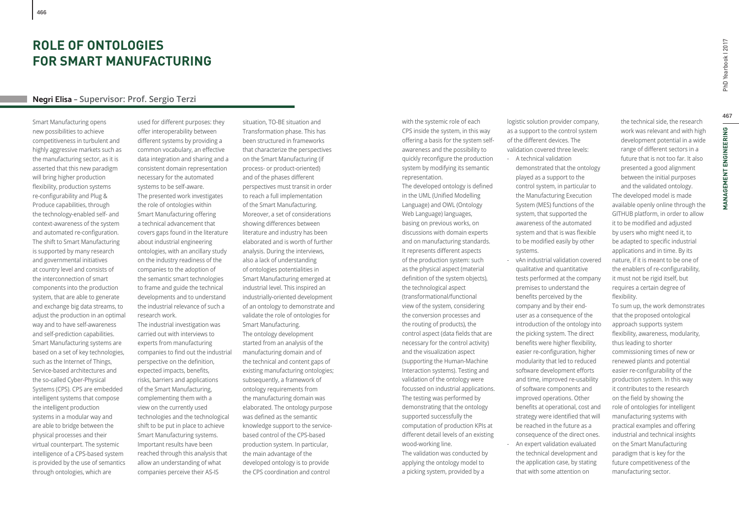# ROLE OF ONTOLOGIES FOR SMART MANUFACTURING

**Negri Elisa** – Supervisor: Prof. Sergio Terzi

Smart Manufacturing opens new possibilities to achieve competitiveness in turbulent and highly aggressive markets such as the manufacturing sector, as it is asserted that this new paradigm will bring higher production flexibility, production systems re-configurability and Plug & Produce capabilities, through the technology-enabled self- and context-awareness of the system and automated re-configuration. The shift to Smart Manufacturing is supported by many research and governmental initiatives at country level and consists of the interconnection of smart components into the production system, that are able to generate and exchange big data streams, to adjust the production in an optimal way and to have self-awareness and self-prediction capabilities. Smart Manufacturing systems are based on a set of key technologies, such as the Internet of Things, Service-based architectures and the so-called Cyber-Physical Systems (CPS). CPS are embedded intelligent systems that compose the intelligent production systems in a modular way and are able to bridge between the physical processes and their virtual counterpart. The systemic intelligence of a CPS-based system is provided by the use of semantics through ontologies, which are used for different purposes: they offer interoperability between different systems by providing a common vocabulary, an effective data integration and sharing and a consistent domain representation necessary for the automated systems to be self-aware.

The presented work investigates the role of ontologies within Smart Manufacturing offering a technical advancement that covers gaps found in the literature about industrial engineering ontologies, with an ancillary study on the industry readiness of the companies to the adoption of the semantic smart technologies to frame and guide the technical developments and to understand the industrial relevance of such a research work.

The industrial investigation was carried out with interviews to experts from manufacturing companies to find out the industrial perspective on the definition, expected impacts, benefits, risks, barriers and applications of the Smart Manufacturing, complementing them with a view on the currently used technologies and the technological shift to be put in place to achieve Smart Manufacturing systems. Important results have been reached through this analysis that allow an understanding of what companies perceive their AS-IS situation, TO-BE situation and Transformation phase. This has been structured in frameworks that characterize the perspectives on the Smart Manufacturing (if process- or product-oriented) and of the phases different perspectives must transit in order to reach a full implementation of the Smart Manufacturing. Moreover, a set of considerations showing differences between literature and industry has been elaborated and is worth of further analysis. During the interviews, also a lack of understanding of ontologies potentialities in Smart Manufacturing emerged at industrial level. This inspired an industrially-oriented development of an ontology to demonstrate and validate the role of ontologies for Smart Manufacturing.

The ontology development started from an analysis of the manufacturing domain and of the technical and content gaps of existing manufacturing ontologies; subsequently, a framework of ontology requirements from the manufacturing domain was elaborated. The ontology purpose was defined as the semantic knowledge support to the service-based control of the CPS-based production system. In particular, the main advantage of the developed ontology is to provide the CPS coordination and control with the systemic role of each CPS inside the system, in this way offering a basis for the system self-awareness and the possibility to quickly reconfigure the production system by modifying its semantic representation.

The developed ontology is defined in the UML (Unified Modelling Language) and OWL (Ontology Web Language) languages, basing on previous works, on discussions with domain experts and on manufacturing standards. It represents different aspects of the production system: such as the physical aspect (material definition of the system objects), the technological aspect (transformational/functional view of the system, considering the conversion processes and the routing of products), the control aspect (data fields that are necessary for the control activity) and the visualization aspect (supporting the Human-Machine Interaction systems). Testing and validation of the ontology were focussed on industrial applications. The testing was performed by demonstrating that the ontology supported successfully the computation of production KPIs at different detail levels of an existing wood-working line.

The validation was conducted by applying the ontology model to a picking system, provided by a logistic solution provider company, as a support to the control system of the different devices. The validation covered three levels:

- A technical validation demonstrated that the ontology played as a support to the control system, in particular to the Manufacturing Execution System (MES) functions of the system, that supported the awareness of the automated system and that is was flexible to be modified easily by other systems.
- vAn industrial validation covered qualitative and quantitative tests performed at the company premises to understand the benefits perceived by the company and by their end-user as a consequence of the introduction of the ontology into the picking system. The direct benefits were higher flexibility, easier re-configuration, higher modularity that led to reduced software development efforts and time, improved re-usability of software components and improved operations. Other benefits at operational, cost and strategy were identified that will be reached in the future as a consequence of the direct ones.
- An expert validation evaluated the technical development and the application case, by stating that with some attention on the technical side, the research work was relevant and with high development potential in a wide range of different sectors in a future that is not too far. It also presented a good alignment between the initial purposes and the validated ontology.

The developed model is made available openly online through the GITHUB platform, in order to allow it to be modified and adjusted by users who might need it, to be adapted to specific industrial applications and in time. By its nature, if it is meant to be one of the enablers of re-configurability, it must not be rigid itself, but requires a certain degree of flexibility.

To sum up, the work demonstrates that the proposed ontological approach supports system flexibility, awareness, modularity, thus leading to shorter commissioning times of new or renewed plants and potential easier re-configurability of the production system. In this way it contributes to the research on the field by showing the role of ontologies for intelligent manufacturing systems with practical examples and offering industrial and technical insights on the Smart Manufacturing paradigm that is key for the future competitiveness of the manufacturing sector.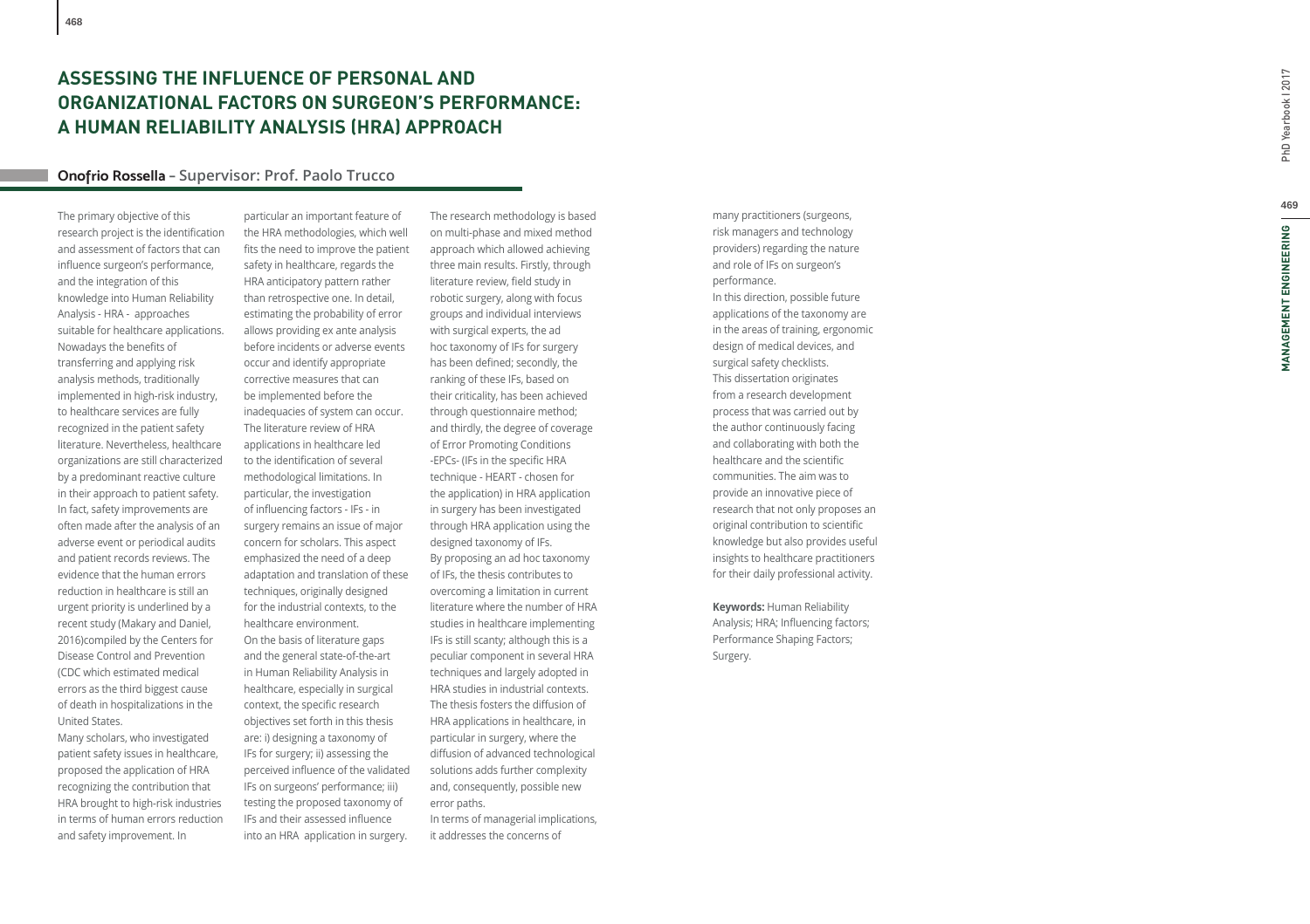# ASSESSING THE INFLUENCE OF PERSONAL AND ORGANIZATIONAL FACTORS ON SURGEON'S PERFORMANCE: A HUMAN RELIABILITY ANALYSIS (HRA) APPROACH

**Onofrio Rossella** – Supervisor: Prof. Paolo Trucco

The primary objective of this research project is the identification and assessment of factors that can influence surgeon's performance, and the integration of this knowledge into Human Reliability Analysis - HRA - approaches suitable for healthcare applications. Nowadays the benefits of transferring and applying risk analysis methods, traditionally implemented in high-risk industry, to healthcare services are fully recognized in the patient safety literature. Nevertheless, healthcare organizations are still characterized by a predominant reactive culture in their approach to patient safety. In fact, safety improvements are often made after the analysis of an adverse event or periodical audits and patient records reviews. The evidence that the human errors reduction in healthcare is still an urgent priority is underlined by a recent study (Makary and Daniel, 2016)compiled by the Centers for Disease Control and Prevention (CDC which estimated medical errors as the third biggest cause of death in hospitalizations in the United States.

Many scholars, who investigated patient safety issues in healthcare, proposed the application of HRA recognizing the contribution that HRA brought to high-risk industries in terms of human errors reduction and safety improvement. In particular an important feature of the HRA methodologies, which well fits the need to improve the patient safety in healthcare, regards the HRA anticipatory pattern rather than retrospective one. In detail, estimating the probability of error allows providing ex ante analysis before incidents or adverse events occur and identify appropriate corrective measures that can be implemented before the inadequacies of system can occur. The literature review of HRA applications in healthcare led to the identification of several methodological limitations. In particular, the investigation of influencing factors - IFs - in surgery remains an issue of major concern for scholars. This aspect emphasized the need of a deep adaptation and translation of these techniques, originally designed for the industrial contexts, to the healthcare environment.

On the basis of literature gaps and the general state-of-the-art in Human Reliability Analysis in healthcare, especially in surgical context, the specific research objectives set forth in this thesis are: i) designing a taxonomy of IFs for surgery; ii) assessing the perceived influence of the validated IFs on surgeons' performance; iii) testing the proposed taxonomy of IFs and their assessed influence into an HRA application in surgery.

The research methodology is based on multi-phase and mixed method approach which allowed achieving three main results. Firstly, through literature review, field study in robotic surgery, along with focus groups and individual interviews with surgical experts, the ad hoc taxonomy of IFs for surgery has been defined; secondly, the ranking of these IFs, based on their criticality, has been achieved through questionnaire method; and thirdly, the degree of coverage of Error Promoting Conditions -EPCs- (IFs in the specific HRA technique - HEART - chosen for the application) in HRA application in surgery has been investigated through HRA application using the designed taxonomy of IFs.

By proposing an ad hoc taxonomy of IFs, the thesis contributes to overcoming a limitation in current literature where the number of HRA studies in healthcare implementing IFs is still scanty; although this is a peculiar component in several HRA techniques and largely adopted in HRA studies in industrial contexts. The thesis fosters the diffusion of HRA applications in healthcare, in particular in surgery, where the diffusion of advanced technological solutions adds further complexity and, consequently, possible new error paths.

In terms of managerial implications, it addresses the concerns of many practitioners (surgeons, risk managers and technology providers) regarding the nature and role of IFs on surgeon's performance.

In this direction, possible future applications of the taxonomy are in the areas of training, ergonomic design of medical devices, and surgical safety checklists.

This dissertation originates from a research development process that was carried out by the author continuously facing and collaborating with both the healthcare and the scientific communities. The aim was to provide an innovative piece of research that not only proposes an original contribution to scientific knowledge but also provides useful insights to healthcare practitioners for their daily professional activity.

**Keywords:** Human Reliability Analysis; HRA; Influencing factors; Performance Shaping Factors; Surgery.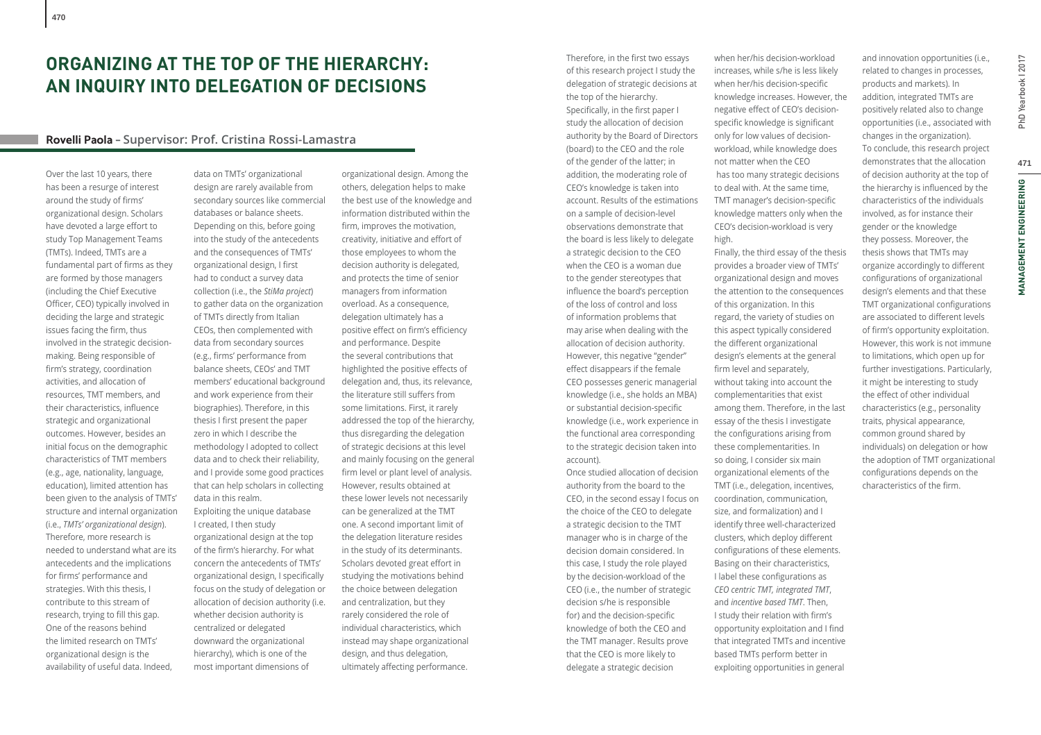# ORGANIZING AT THE TOP OF THE HIERARCHY: AN INQUIRY INTO DELEGATION OF DECISIONS

**Rovelli Paola – Supervisor: Prof. Cristina Rossi-Lamastra**

Over the last 10 years, there has been a resurge of interest around the study of firms' organizational design. Scholars have devoted a large effort to study Top Management Teams (TMTs). Indeed, TMTs are a fundamental part of firms as they are formed by those managers (including the Chief Executive Officer, CEO) typically involved in deciding the large and strategic issues facing the firm, thus involved in the strategic decision-making. Being responsible of firm's strategy, coordination activities, and allocation of resources, TMT members, and their characteristics, influence strategic and organizational outcomes. However, besides an initial focus on the demographic characteristics of TMT members (e.g., age, nationality, language, education), limited attention has been given to the analysis of TMTs' structure and internal organization (i.e., *TMTs' organizational design*). Therefore, more research is needed to understand what are its antecedents and the implications for firms' performance and strategies. With this thesis, I contribute to this stream of research, trying to fill this gap. One of the reasons behind the limited research on TMTs' organizational design is the availability of useful data. Indeed, data on TMTs' organizational design are rarely available from secondary sources like commercial databases or balance sheets. Depending on this, before going into the study of the antecedents and the consequences of TMTs' organizational design, I first had to conduct a survey data collection (i.e., the *StiMa project*) to gather data on the organization of TMTs directly from Italian CEOs, then complemented with data from secondary sources (e.g., firms' performance from balance sheets, CEOs' and TMT members' educational background and work experience from their biographies). Therefore, in this thesis I first present the paper zero in which I describe the methodology I adopted to collect data and to check their reliability, and I provide some good practices that can help scholars in collecting data in this realm.

Exploiting the unique database I created, I then study organizational design at the top of the firm's hierarchy. For what concern the antecedents of TMTs' organizational design, I specifically focus on the study of delegation or allocation of decision authority (i.e. whether decision authority is centralized or delegated downward the organizational hierarchy), which is one of the most important dimensions of organizational design. Among the others, delegation helps to make the best use of the knowledge and information distributed within the firm, improves the motivation, creativity, initiative and effort of those employees to whom the decision authority is delegated, and protects the time of senior managers from information overload. As a consequence, delegation ultimately has a positive effect on firm's efficiency and performance. Despite the several contributions that highlighted the positive effects of delegation and, thus, its relevance, the literature still suffers from some limitations. First, it rarely addressed the top of the hierarchy, thus disregarding the delegation of strategic decisions at this level and mainly focusing on the general firm level or plant level of analysis. However, results obtained at these lower levels not necessarily can be generalized at the TMT one. A second important limit of the delegation literature resides in the study of its determinants. Scholars devoted great effort in studying the motivations behind the choice between delegation and centralization, but they rarely considered the role of individual characteristics, which instead may shape organizational design, and thus delegation, ultimately affecting performance. Therefore, in the first two essays of this research project I study the delegation of strategic decisions at the top of the hierarchy.

Specifically, in the first paper I study the allocation of decision authority by the Board of Directors (board) to the CEO and the role of the gender of the latter; in addition, the moderating role of CEO's knowledge is taken into account. Results of the estimations on a sample of decision-level observations demonstrate that the board is less likely to delegate a strategic decision to the CEO when the CEO is a woman due to the gender stereotypes that influence the board's perception of the loss of control and loss of information problems that may arise when dealing with the allocation of decision authority. However, this negative "gender" effect disappears if the female CEO possesses generic managerial knowledge (i.e., she holds an MBA) or substantial decision-specific knowledge (i.e., work experience in the functional area corresponding to the strategic decision taken into account).

Once studied allocation of decision authority from the board to the CEO, in the second essay I focus on the choice of the CEO to delegate a strategic decision to the TMT manager who is in charge of the decision domain considered. In this case, I study the role played by the decision-workload of the CEO (i.e., the number of strategic decision s/he is responsible for) and the decision-specific knowledge of both the CEO and the TMT manager. Results prove that the CEO is more likely to delegate a strategic decision when her/his decision-workload increases, while s/he is less likely when her/his decision-specific knowledge increases. However, the negative effect of CEO's decision-specific knowledge is significant only for low values of decision-workload, while knowledge does not matter when the CEO has too many strategic decisions to deal with. At the same time, TMT manager's decision-specific knowledge matters only when the CEO's decision-workload is very high.

Finally, the third essay of the thesis provides a broader view of TMTs' organizational design and moves the attention to the consequences of this organization. In this regard, the variety of studies on this aspect typically considered the different organizational design's elements at the general firm level and separately, without taking into account the complementarities that exist among them. Therefore, in the last essay of the thesis I investigate the configurations arising from these complementarities. In so doing, I consider six main organizational elements of the TMT (i.e., delegation, incentives, coordination, communication, size, and formalization) and I identify three well-characterized clusters, which deploy different configurations of these elements. Basing on their characteristics, I label these configurations as *CEO centric TMT, integrated TMT*, and *incentive based TMT*. Then, I study their relation with firm's opportunity exploitation and I find that integrated TMTs and incentive based TMTs perform better in exploiting opportunities in general and innovation opportunities (i.e., related to changes in processes, products and markets). In addition, integrated TMTs are positively related also to change opportunities (i.e., associated with changes in the organization).

To conclude, this research project demonstrates that the allocation of decision authority at the top of the hierarchy is influenced by the characteristics of the individuals involved, as for instance their gender or the knowledge they possess. Moreover, the thesis shows that TMTs may organize accordingly to different configurations of organizational design's elements and that these TMT organizational configurations are associated to different levels of firm's opportunity exploitation. However, this work is not immune to limitations, which open up for further investigations. Particularly, it might be interesting to study the effect of other individual characteristics (e.g., personality traits, physical appearance, common ground shared by individuals) on delegation or how the adoption of TMT organizational configurations depends on the characteristics of the firm.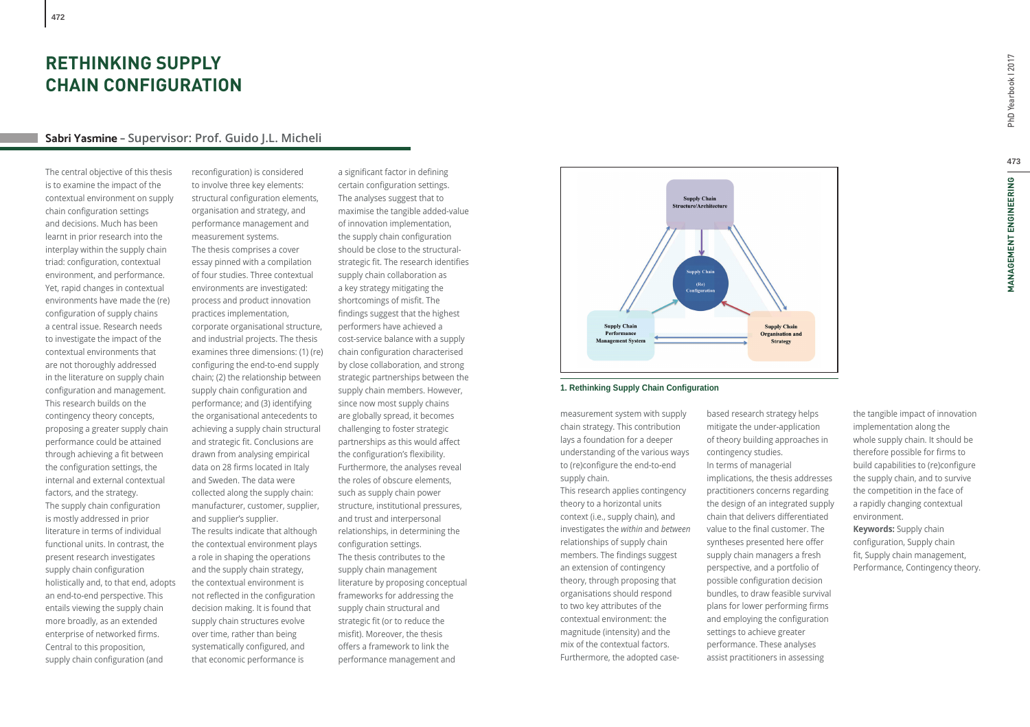# RETHINKING SUPPLY CHAIN CONFIGURATION

**Sabri Yasmine** – Supervisor: Prof. Guido J.L. Micheli

The central objective of this thesis is to examine the impact of the contextual environment on supply chain configuration settings and decisions. Much has been learnt in prior research into the interplay within the supply chain triad: configuration, contextual environment, and performance. Yet, rapid changes in contextual environments have made the (re) configuration of supply chains a central issue. Research needs to investigate the impact of the contextual environments that are not thoroughly addressed in the literature on supply chain configuration and management. This research builds on the contingency theory concepts, proposing a greater supply chain performance could be attained through achieving a fit between the configuration settings, the internal and external contextual factors, and the strategy.

The supply chain configuration is mostly addressed in prior literature in terms of individual functional units. In contrast, the present research investigates supply chain configuration holistically and, to that end, adopts an end-to-end perspective. This entails viewing the supply chain more broadly, as an extended enterprise of networked firms. Central to this proposition, supply chain configuration (and reconfiguration) is considered to involve three key elements: structural configuration elements, organisation and strategy, and performance management and measurement systems.

The thesis comprises a cover essay pinned with a compilation of four studies. Three contextual environments are investigated: process and product innovation practices implementation, corporate organisational structure, and industrial projects. The thesis examines three dimensions: (1) (re) configuring the end-to-end supply chain; (2) the relationship between supply chain configuration and performance; and (3) identifying the organisational antecedents to achieving a supply chain structural and strategic fit. Conclusions are drawn from analysing empirical data on 28 firms located in Italy and Sweden. The data were collected along the supply chain: manufacturer, customer, supplier, and supplier's supplier.

The results indicate that although the contextual environment plays a role in shaping the operations and the supply chain strategy, the contextual environment is not reflected in the configuration decision making. It is found that supply chain structures evolve over time, rather than being systematically configured, and that economic performance is a significant factor in defining certain configuration settings. The analyses suggest that to maximise the tangible added-value of innovation implementation, the supply chain configuration should be close to the structural-strategic fit. The research identifies supply chain collaboration as a key strategy mitigating the shortcomings of misfit. The findings suggest that the highest performers have achieved a cost-service balance with a supply chain configuration characterised by close collaboration, and strong strategic partnerships between the supply chain members. However, since now most supply chains are globally spread, it becomes challenging to foster strategic partnerships as this would affect the configuration's flexibility. Furthermore, the analyses reveal the roles of obscure elements, such as supply chain power structure, institutional pressures, and trust and interpersonal relationships, in determining the configuration settings.

The thesis contributes to the supply chain management literature by proposing conceptual frameworks for addressing the supply chain structural and strategic fit (or to reduce the misfit). Moreover, the thesis offers a framework to link the performance management and measurement system with supply chain strategy. This contribution lays a foundation for a deeper understanding of the various ways to (re)configure the end-to-end supply chain.

This research applies contingency theory to a horizontal units context (i.e., supply chain), and investigates the *within* and *between* relationships of supply chain members. The findings suggest an extension of contingency theory, through proposing that organisations should respond to two key attributes of the contextual environment: the magnitude (intensity) and the mix of the contextual factors. Furthermore, the adopted case-based research strategy helps mitigate the under-application of theory building approaches in contingency studies.

In terms of managerial implications, the thesis addresses practitioners concerns regarding the design of an integrated supply chain that delivers differentiated value to the final customer. The syntheses presented here offer supply chain managers a fresh perspective, and a portfolio of possible configuration decision bundles, to draw feasible survival plans for lower performing firms and employing the configuration settings to achieve greater performance. These analyses assist practitioners in assessing the tangible impact of innovation implementation along the whole supply chain. It should be therefore possible for firms to build capabilities to (re)configure the supply chain, and to survive the competition in the face of a rapidly changing contextual environment.

**Keywords:** Supply chain configuration, Supply chain fit, Supply chain management, Performance, Contingency theory.

**1. Rethinking Supply Chain Configuration**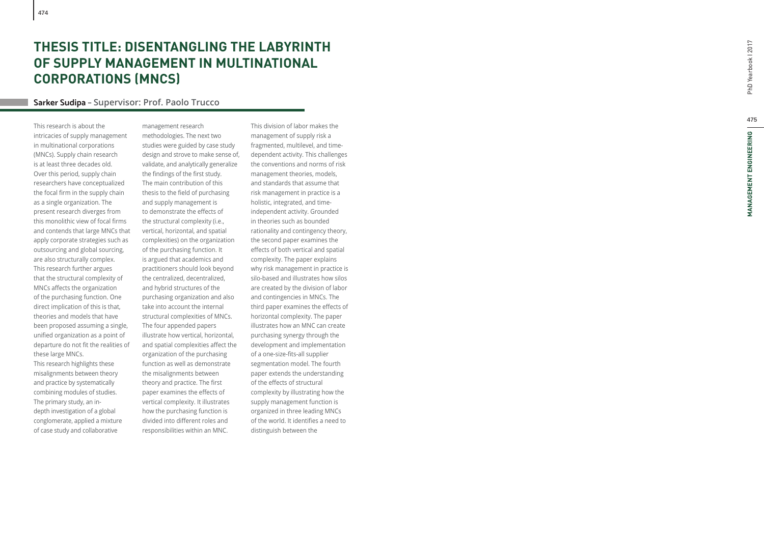# THESIS TITLE: DISENTANGLING THE LABYRINTH OF SUPPLY MANAGEMENT IN MULTINATIONAL CORPORATIONS (MNCS)

**Sarker Sudipa** – Supervisor: Prof. Paolo Trucco

This research is about the intricacies of supply management in multinational corporations (MNCs). Supply chain research is at least three decades old. Over this period, supply chain researchers have conceptualized the focal firm in the supply chain as a single organization. The present research diverges from this monolithic view of focal firms and contends that large MNCs that apply corporate strategies such as outsourcing and global sourcing, are also structurally complex. This research further argues that the structural complexity of MNCs affects the organization of the purchasing function. One direct implication of this is that, theories and models that have been proposed assuming a single, unified organization as a point of departure do not fit the realities of these large MNCs.

This research highlights these misalignments between theory and practice by systematically combining modules of studies. The primary study, an in-depth investigation of a global conglomerate, applied a mixture of case study and collaborative management research methodologies. The next two studies were guided by case study design and strove to make sense of, validate, and analytically generalize the findings of the first study. The main contribution of this thesis to the field of purchasing and supply management is to demonstrate the effects of the structural complexity (i.e., vertical, horizontal, and spatial complexities) on the organization of the purchasing function. It is argued that academics and practitioners should look beyond the centralized, decentralized, and hybrid structures of the purchasing organization and also take into account the internal structural complexities of MNCs. The four appended papers illustrate how vertical, horizontal, and spatial complexities affect the organization of the purchasing function as well as demonstrate the misalignments between theory and practice. The first paper examines the effects of vertical complexity. It illustrates how the purchasing function is divided into different roles and responsibilities within an MNC. This division of labor makes the management of supply risk a fragmented, multilevel, and time-dependent activity. This challenges the conventions and norms of risk management theories, models, and standards that assume that risk management in practice is a holistic, integrated, and time-independent activity. Grounded in theories such as bounded rationality and contingency theory, the second paper examines the effects of both vertical and spatial complexity. The paper explains why risk management in practice is silo-based and illustrates how silos are created by the division of labor and contingencies in MNCs. The third paper examines the effects of horizontal complexity. The paper illustrates how an MNC can create purchasing synergy through the development and implementation of a one-size-fits-all supplier segmentation model. The fourth paper extends the understanding of the effects of structural complexity by illustrating how the supply management function is organized in three leading MNCs of the world. It identifies a need to distinguish between the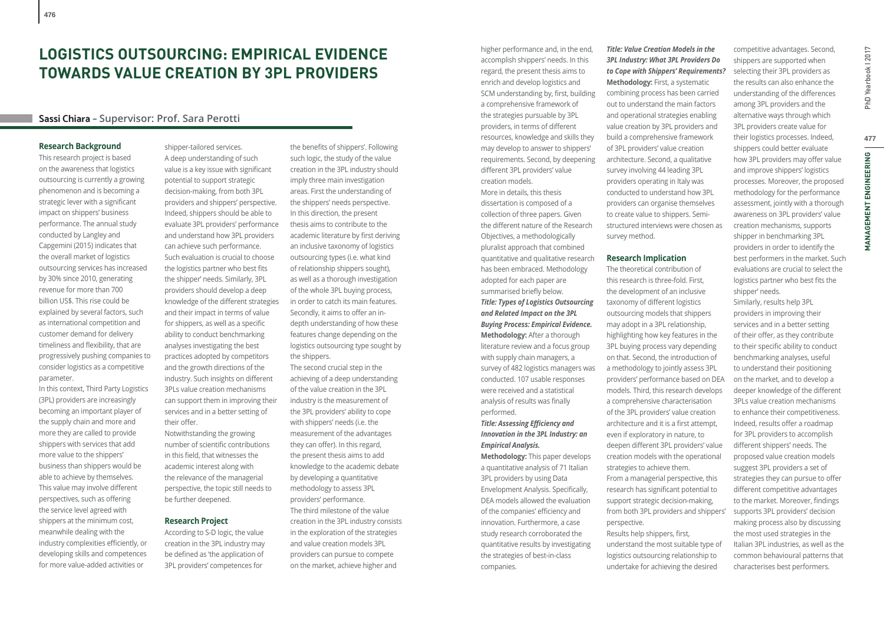# LOGISTICS OUTSOURCING: EMPIRICAL EVIDENCE TOWARDS VALUE CREATION BY 3PL PROVIDERS

**Sassi Chiara – Supervisor: Prof. Sara Perotti**

### Research Background

This research project is based on the awareness that logistics outsourcing is currently a growing phenomenon and is becoming a strategic lever with a significant impact on shippers' business performance. The annual study conducted by Langley and Capgemini (2015) indicates that the overall market of logistics outsourcing services has increased by 30% since 2010, generating revenue for more than 700 billion US$. This rise could be explained by several factors, such as international competition and customer demand for delivery timeliness and flexibility, that are progressively pushing companies to consider logistics as a competitive parameter.

In this context, Third Party Logistics (3PL) providers are increasingly becoming an important player of the supply chain and more and more they are called to provide shippers with services that add more value to the shippers' business than shippers would be able to achieve by themselves. This value may involve different perspectives, such as offering the service level agreed with shippers at the minimum cost, meanwhile dealing with the industry complexities efficiently, or developing skills and competences for more value-added activities or shipper-tailored services.

A deep understanding of such value is a key issue with significant potential to support strategic decision-making, from both 3PL providers and shippers' perspective. Indeed, shippers should be able to evaluate 3PL providers' performance and understand how 3PL providers can achieve such performance. Such evaluation is crucial to choose the logistics partner who best fits the shipper' needs. Similarly, 3PL providers should develop a deep knowledge of the different strategies and their impact in terms of value for shippers, as well as a specific ability to conduct benchmarking analyses investigating the best practices adopted by competitors and the growth directions of the industry. Such insights on different 3PLs value creation mechanisms can support them in improving their services and in a better setting of their offer.

Notwithstanding the growing number of scientific contributions in this field, that witnesses the academic interest along with the relevance of the managerial perspective, the topic still needs to be further deepened.

### Research Project

According to S-D logic, the value creation in the 3PL industry may be defined as 'the application of 3PL providers' competences for the benefits of shippers'. Following such logic, the study of the value creation in the 3PL industry should imply three main investigation areas. First the understanding of the shippers' needs perspective. In this direction, the present thesis aims to contribute to the academic literature by first deriving an inclusive taxonomy of logistics outsourcing types (i.e. what kind of relationship shippers sought), as well as a thorough investigation of the whole 3PL buying process, in order to catch its main features. Secondly, it aims to offer an in-depth understanding of how these features change depending on the logistics outsourcing type sought by the shippers.

The second crucial step in the achieving of a deep understanding of the value creation in the 3PL industry is the measurement of the 3PL providers' ability to cope with shippers' needs (i.e. the measurement of the advantages they can offer). In this regard, the present thesis aims to add knowledge to the academic debate by developing a quantitative methodology to assess 3PL providers' performance.

The third milestone of the value creation in the 3PL industry consists in the exploration of the strategies and value creation models 3PL providers can pursue to compete on the market, achieve higher and higher performance and, in the end, accomplish shippers' needs. In this regard, the present thesis aims to enrich and develop logistics and SCM understanding by, first, building a comprehensive framework of the strategies pursuable by 3PL providers, in terms of different resources, knowledge and skills they may develop to answer to shippers' requirements. Second, by deepening different 3PL providers' value creation models.

More in details, this thesis dissertation is composed of a collection of three papers. Given the different nature of the Research Objectives, a methodologically pluralist approach that combined quantitative and qualitative research has been embraced. Methodology adopted for each paper are summarised briefly below.

***Title: Types of Logistics Outsourcing and Related Impact on the 3PL Buying Process: Empirical Evidence.***

**Methodology:** After a thorough literature review and a focus group with supply chain managers, a survey of 482 logistics managers was conducted. 107 usable responses were received and a statistical analysis of results was finally performed.

***Title: Assessing Efficiency and Innovation in the 3PL Industry: an Empirical Analysis.***

**Methodology:** This paper develops a quantitative analysis of 71 Italian 3PL providers by using Data Envelopment Analysis. Specifically, DEA models allowed the evaluation of the companies' efficiency and innovation. Furthermore, a case study research corroborated the quantitative results by investigating the strategies of best-in-class companies.

***Title: Value Creation Models in the 3PL Industry: What 3PL Providers Do to Cope with Shippers' Requirements?***

**Methodology:** First, a systematic combining process has been carried out to understand the main factors and operational strategies enabling value creation by 3PL providers and build a comprehensive framework of 3PL providers' value creation architecture. Second, a qualitative survey involving 44 leading 3PL providers operating in Italy was conducted to understand how 3PL providers can organise themselves to create value to shippers. Semi-structured interviews were chosen as survey method.

### Research Implication

The theoretical contribution of this research is three-fold. First, the development of an inclusive taxonomy of different logistics outsourcing models that shippers may adopt in a 3PL relationship, highlighting how key features in the 3PL buying process vary depending on that. Second, the introduction of a methodology to jointly assess 3PL providers' performance based on DEA models. Third, this research develops a comprehensive characterisation of the 3PL providers' value creation architecture and it is a first attempt, even if exploratory in nature, to deepen different 3PL providers' value creation models with the operational strategies to achieve them.

From a managerial perspective, this research has significant potential to support strategic decision-making, from both 3PL providers and shippers' perspective.

Results help shippers, first, understand the most suitable type of logistics outsourcing relationship to undertake for achieving the desired competitive advantages. Second, shippers are supported when selecting their 3PL providers as the results can also enhance the understanding of the differences among 3PL providers and the alternative ways through which 3PL providers create value for their logistics processes. Indeed, shippers could better evaluate how 3PL providers may offer value and improve shippers' logistics processes. Moreover, the proposed methodology for the performance assessment, jointly with a thorough awareness on 3PL providers' value creation mechanisms, supports shipper in benchmarking 3PL providers in order to identify the best performers in the market. Such evaluations are crucial to select the logistics partner who best fits the shipper' needs.

Similarly, results help 3PL providers in improving their services and in a better setting of their offer, as they contribute to their specific ability to conduct benchmarking analyses, useful to understand their positioning on the market, and to develop a deeper knowledge of the different 3PLs value creation mechanisms to enhance their competitiveness. Indeed, results offer a roadmap for 3PL providers to accomplish different shippers' needs. The proposed value creation models suggest 3PL providers a set of strategies they can pursue to offer different competitive advantages to the market. Moreover, findings supports 3PL providers' decision making process also by discussing the most used strategies in the Italian 3PL industries, as well as the common behavioural patterns that characterises best performers.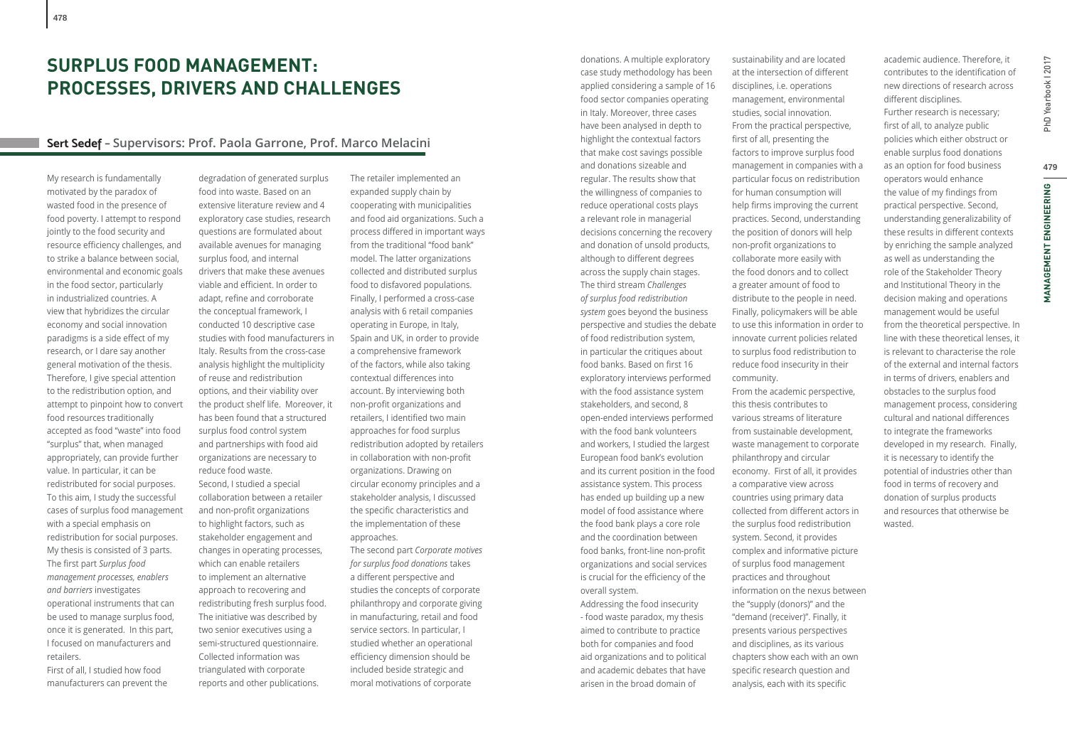# SURPLUS FOOD MANAGEMENT: PROCESSES, DRIVERS AND CHALLENGES

**Sert Sedef** – Supervisors: Prof. Paola Garrone, Prof. Marco Melacini

My research is fundamentally motivated by the paradox of wasted food in the presence of food poverty. I attempt to respond jointly to the food security and resource efficiency challenges, and to strike a balance between social, environmental and economic goals in the food sector, particularly in industrialized countries. A view that hybridizes the circular economy and social innovation paradigms is a side effect of my research, or I dare say another general motivation of the thesis. Therefore, I give special attention to the redistribution option, and attempt to pinpoint how to convert food resources traditionally accepted as food "waste" into food "surplus" that, when managed appropriately, can provide further value. In particular, it can be redistributed for social purposes. To this aim, I study the successful cases of surplus food management with a special emphasis on redistribution for social purposes.

My thesis is consisted of 3 parts. The first part *Surplus food management processes, enablers and barriers* investigates operational instruments that can be used to manage surplus food, once it is generated. In this part, I focused on manufacturers and retailers.

First of all, I studied how food manufacturers can prevent the degradation of generated surplus food into waste. Based on an extensive literature review and 4 exploratory case studies, research questions are formulated about available avenues for managing surplus food, and internal drivers that make these avenues viable and efficient. In order to adapt, refine and corroborate the conceptual framework, I conducted 10 descriptive case studies with food manufacturers in Italy. Results from the cross-case analysis highlight the multiplicity of reuse and redistribution options, and their viability over the product shelf life. Moreover, it has been found that a structured surplus food control system and partnerships with food aid organizations are necessary to reduce food waste.

Second, I studied a special collaboration between a retailer and non-profit organizations to highlight factors, such as stakeholder engagement and changes in operating processes, which can enable retailers to implement an alternative approach to recovering and redistributing fresh surplus food. The initiative was described by two senior executives using a semi-structured questionnaire. Collected information was triangulated with corporate reports and other publications. The retailer implemented an expanded supply chain by cooperating with municipalities and food aid organizations. Such a process differed in important ways from the traditional "food bank" model. The latter organizations collected and distributed surplus food to disfavored populations. Finally, I performed a cross-case analysis with 6 retail companies operating in Europe, in Italy, Spain and UK, in order to provide a comprehensive framework of the factors, while also taking contextual differences into account. By interviewing both non-profit organizations and retailers, I identified two main approaches for food surplus redistribution adopted by retailers in collaboration with non-profit organizations. Drawing on circular economy principles and a stakeholder analysis, I discussed the specific characteristics and the implementation of these approaches.

The second part *Corporate motives for surplus food donations* takes a different perspective and studies the concepts of corporate philanthropy and corporate giving in manufacturing, retail and food service sectors. In particular, I studied whether an operational efficiency dimension should be included beside strategic and moral motivations of corporate donations. A multiple exploratory case study methodology has been applied considering a sample of 16 food sector companies operating in Italy. Moreover, three cases have been analysed in depth to highlight the contextual factors that make cost savings possible and donations sizeable and regular. The results show that the willingness of companies to reduce operational costs plays a relevant role in managerial decisions concerning the recovery and donation of unsold products, although to different degrees across the supply chain stages.

The third stream *Challenges of surplus food redistribution system* goes beyond the business perspective and studies the debate of food redistribution system, in particular the critiques about food banks. Based on first 16 exploratory interviews performed with the food assistance system stakeholders, and second, 8 open-ended interviews performed with the food bank volunteers and workers, I studied the largest European food bank's evolution and its current position in the food assistance system. This process has ended up building up a new model of food assistance where the food bank plays a core role and the coordination between food banks, front-line non-profit organizations and social services is crucial for the efficiency of the overall system.

Addressing the food insecurity - food waste paradox, my thesis aimed to contribute to practice both for companies and food aid organizations and to political and academic debates that have arisen in the broad domain of sustainability and are located at the intersection of different disciplines, i.e. operations management, environmental studies, social innovation.

From the practical perspective, first of all, presenting the factors to improve surplus food management in companies with a particular focus on redistribution for human consumption will help firms improving the current practices. Second, understanding the position of donors will help non-profit organizations to collaborate more easily with the food donors and to collect a greater amount of food to distribute to the people in need. Finally, policymakers will be able to use this information in order to innovate current policies related to surplus food redistribution to reduce food insecurity in their community.

From the academic perspective, this thesis contributes to various streams of literature from sustainable development, waste management to corporate philanthropy and circular economy. First of all, it provides a comparative view across countries using primary data collected from different actors in the surplus food redistribution system. Second, it provides complex and informative picture of surplus food management practices and throughout information on the nexus between the "supply (donors)" and the "demand (receiver)". Finally, it presents various perspectives and disciplines, as its various chapters show each with an own specific research question and analysis, each with its specific academic audience. Therefore, it contributes to the identification of new directions of research across different disciplines.

Further research is necessary; first of all, to analyze public policies which either obstruct or enable surplus food donations as an option for food business operators would enhance the value of my findings from practical perspective. Second, understanding generalizability of these results in different contexts by enriching the sample analyzed as well as understanding the role of the Stakeholder Theory and Institutional Theory in the decision making and operations management would be useful from the theoretical perspective. In line with these theoretical lenses, it is relevant to characterise the role of the external and internal factors in terms of drivers, enablers and obstacles to the surplus food management process, considering cultural and national differences to integrate the frameworks developed in my research. Finally, it is necessary to identify the potential of industries other than food in terms of recovery and donation of surplus products and resources that otherwise be wasted.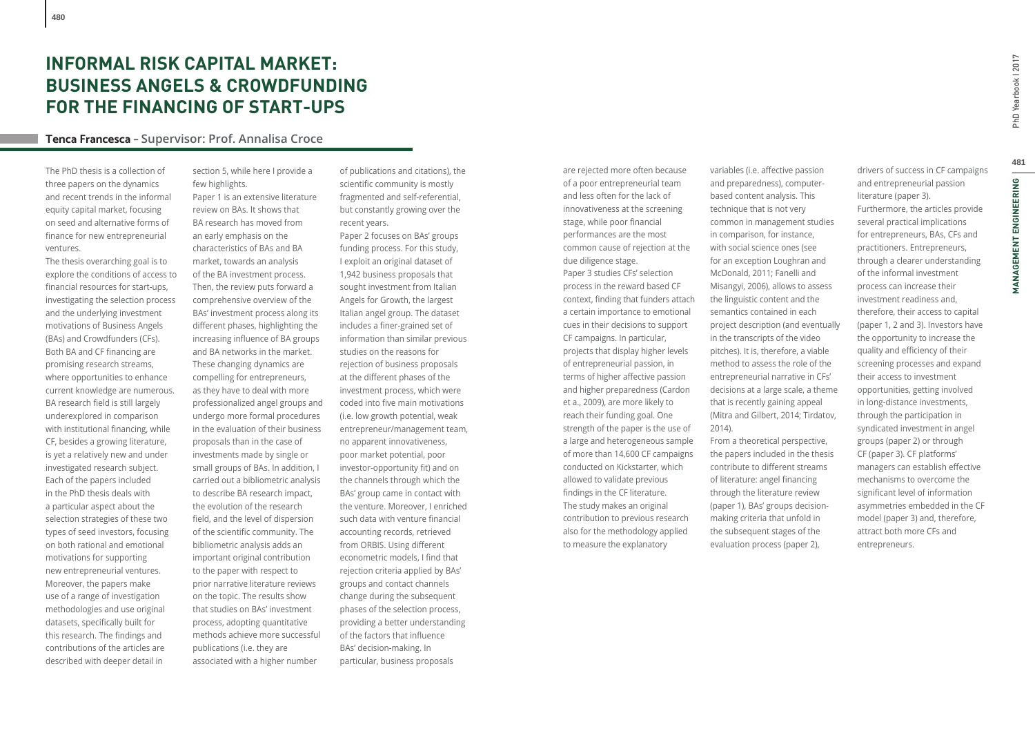# INFORMAL RISK CAPITAL MARKET: BUSINESS ANGELS & CROWDFUNDING FOR THE FINANCING OF START-UPS

**Tenca Francesca** – Supervisor: Prof. Annalisa Croce

The PhD thesis is a collection of three papers on the dynamics and recent trends in the informal equity capital market, focusing on seed and alternative forms of finance for new entrepreneurial ventures.

The thesis overarching goal is to explore the conditions of access to financial resources for start-ups, investigating the selection process and the underlying investment motivations of Business Angels (BAs) and Crowdfunders (CFs). Both BA and CF financing are promising research streams, where opportunities to enhance current knowledge are numerous. BA research field is still largely underexplored in comparison with institutional financing, while CF, besides a growing literature, is yet a relatively new and under investigated research subject. Each of the papers included in the PhD thesis deals with a particular aspect about the selection strategies of these two types of seed investors, focusing on both rational and emotional motivations for supporting new entrepreneurial ventures. Moreover, the papers make use of a range of investigation methodologies and use original datasets, specifically built for this research. The findings and contributions of the articles are described with deeper detail in section 5, while here I provide a few highlights.

Paper 1 is an extensive literature review on BAs. It shows that BA research has moved from an early emphasis on the characteristics of BAs and BA market, towards an analysis of the BA investment process. Then, the review puts forward a comprehensive overview of the BAs' investment process along its different phases, highlighting the increasing influence of BA groups and BA networks in the market. These changing dynamics are compelling for entrepreneurs, as they have to deal with more professionalized angel groups and undergo more formal procedures in the evaluation of their business proposals than in the case of investments made by single or small groups of BAs. In addition, I carried out a bibliometric analysis to describe BA research impact, the evolution of the research field, and the level of dispersion of the scientific community. The bibliometric analysis adds an important original contribution to the paper with respect to prior narrative literature reviews on the topic. The results show that studies on BAs' investment process, adopting quantitative methods achieve more successful publications (i.e. they are associated with a higher number of publications and citations), the scientific community is mostly fragmented and self-referential, but constantly growing over the recent years.

Paper 2 focuses on BAs' groups funding process. For this study, I exploit an original dataset of 1,942 business proposals that sought investment from Italian Angels for Growth, the largest Italian angel group. The dataset includes a finer-grained set of information than similar previous studies on the reasons for rejection of business proposals at the different phases of the investment process, which were coded into five main motivations (i.e. low growth potential, weak entrepreneur/management team, no apparent innovativeness, poor market potential, poor investor-opportunity fit) and on the channels through which the BAs' group came in contact with the venture. Moreover, I enriched such data with venture financial accounting records, retrieved from ORBIS. Using different econometric models, I find that rejection criteria applied by BAs' groups and contact channels change during the subsequent phases of the selection process, providing a better understanding of the factors that influence BAs' decision-making. In particular, business proposals are rejected more often because of a poor entrepreneurial team and less often for the lack of innovativeness at the screening stage, while poor financial performances are the most common cause of rejection at the due diligence stage.

Paper 3 studies CFs' selection process in the reward based CF context, finding that funders attach a certain importance to emotional cues in their decisions to support CF campaigns. In particular, projects that display higher levels of entrepreneurial passion, in terms of higher affective passion and higher preparedness (Cardon et a., 2009), are more likely to reach their funding goal. One strength of the paper is the use of a large and heterogeneous sample of more than 14,600 CF campaigns conducted on Kickstarter, which allowed to validate previous findings in the CF literature. The study makes an original contribution to previous research also for the methodology applied to measure the explanatory variables (i.e. affective passion and preparedness), computer-based content analysis. This technique that is not very common in management studies in comparison, for instance, with social science ones (see for an exception Loughran and McDonald, 2011; Fanelli and Misangyi, 2006), allows to assess the linguistic content and the semantics contained in each project description (and eventually in the transcripts of the video pitches). It is, therefore, a viable method to assess the role of the entrepreneurial narrative in CFs' decisions at a large scale, a theme that is recently gaining appeal (Mitra and Gilbert, 2014; Tirdatov, 2014).

From a theoretical perspective, the papers included in the thesis contribute to different streams of literature: angel financing through the literature review (paper 1), BAs' groups decision-making criteria that unfold in the subsequent stages of the evaluation process (paper 2), drivers of success in CF campaigns and entrepreneurial passion literature (paper 3).

Furthermore, the articles provide several practical implications for entrepreneurs, BAs, CFs and practitioners. Entrepreneurs, through a clearer understanding of the informal investment process can increase their investment readiness and, therefore, their access to capital (paper 1, 2 and 3). Investors have the opportunity to increase the quality and efficiency of their screening processes and expand their access to investment opportunities, getting involved in long-distance investments, through the participation in syndicated investment in angel groups (paper 2) or through CF (paper 3). CF platforms' managers can establish effective mechanisms to overcome the significant level of information asymmetries embedded in the CF model (paper 3) and, therefore, attract both more CFs and entrepreneurs.